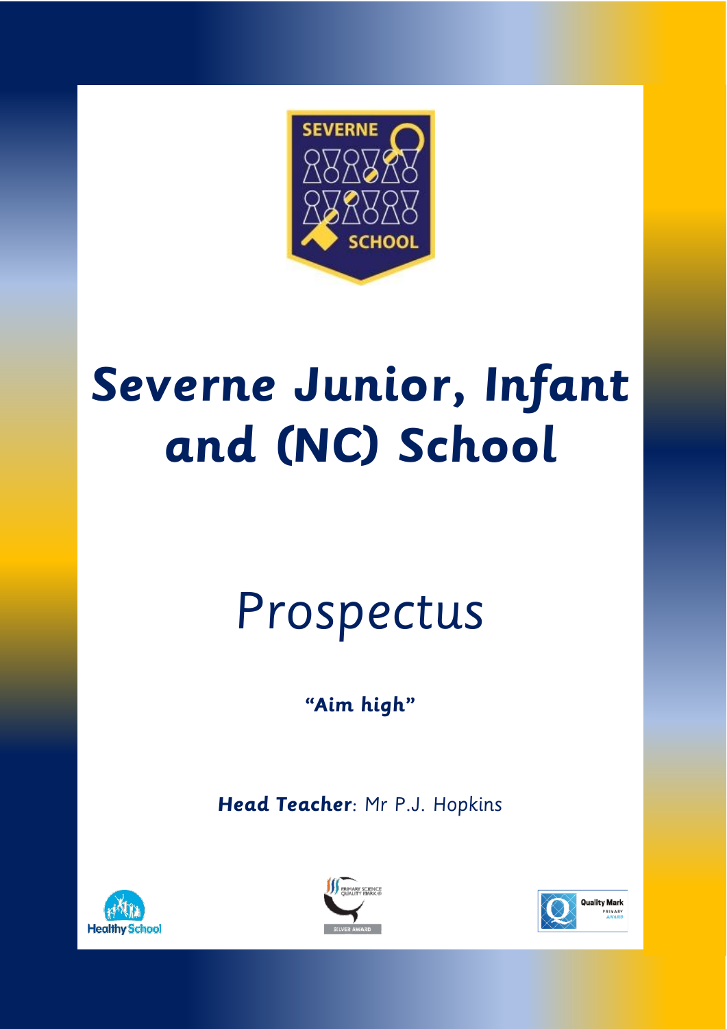# Severne Junior, Infant and (NC) School

## Prospectus

**"Aim high"**

***Head Teacher***: Mr P.J. Hopkins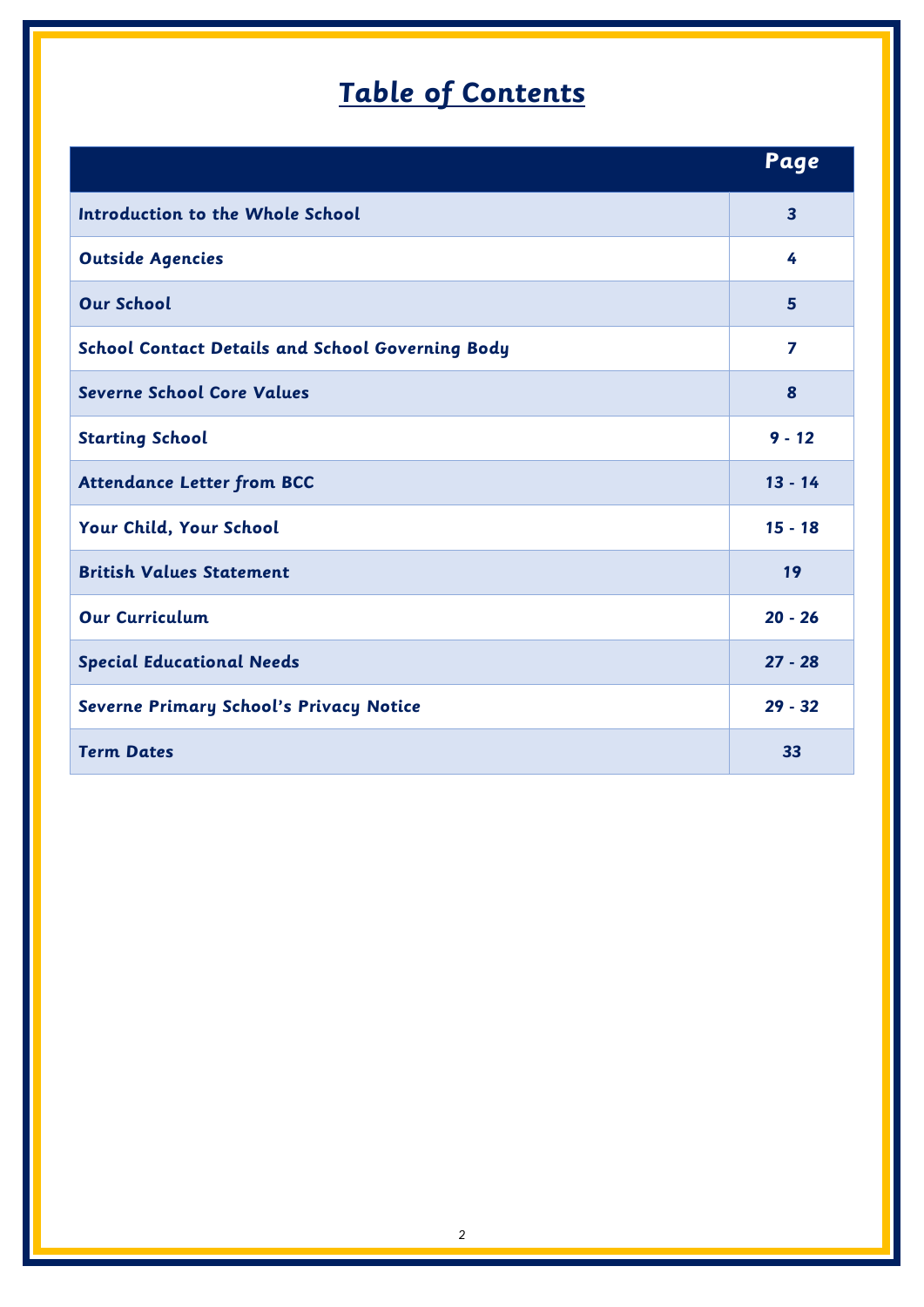# Table of Contents

| | Page |
|---|---|
| Introduction to the Whole School | 3 |
| Outside Agencies | 4 |
| Our School | 5 |
| School Contact Details and School Governing Body | 7 |
| Severne School Core Values | 8 |
| Starting School | 9 - 12 |
| Attendance Letter from BCC | 13 - 14 |
| Your Child, Your School | 15 - 18 |
| British Values Statement | 19 |
| Our Curriculum | 20 - 26 |
| Special Educational Needs | 27 - 28 |
| Severne Primary School's Privacy Notice | 29 - 32 |
| Term Dates | 33 |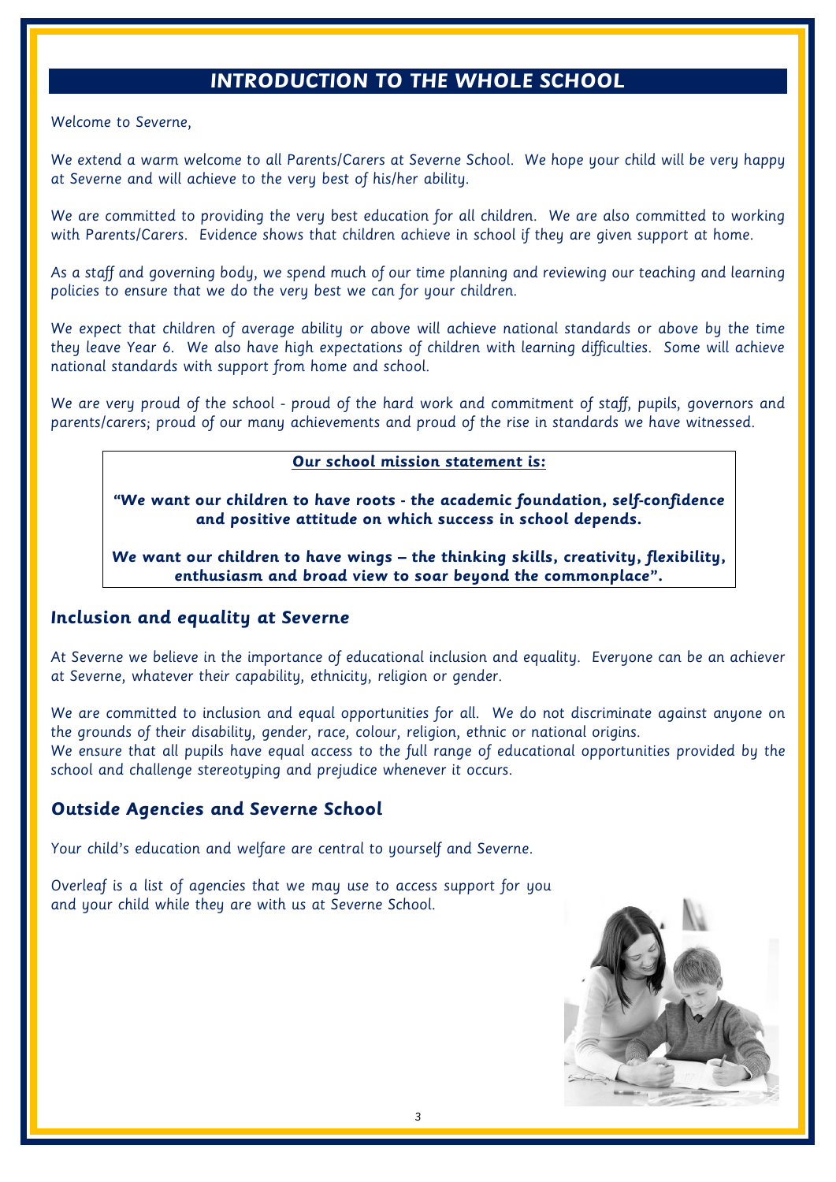# INTRODUCTION TO THE WHOLE SCHOOL

Welcome to Severne,

We extend a warm welcome to all Parents/Carers at Severne School. We hope your child will be very happy at Severne and will achieve to the very best of his/her ability.

We are committed to providing the very best education for all children. We are also committed to working with Parents/Carers. Evidence shows that children achieve in school if they are given support at home.

As a staff and governing body, we spend much of our time planning and reviewing our teaching and learning policies to ensure that we do the very best we can for your children.

We expect that children of average ability or above will achieve national standards or above by the time they leave Year 6. We also have high expectations of children with learning difficulties. Some will achieve national standards with support from home and school.

We are very proud of the school - proud of the hard work and commitment of staff, pupils, governors and parents/carers; proud of our many achievements and proud of the rise in standards we have witnessed.

**Our school mission statement is:**

***"We want our children to have roots - the academic foundation, self-confidence and positive attitude on which success in school depends.***

***We want our children to have wings – the thinking skills, creativity, flexibility, enthusiasm and broad view to soar beyond the commonplace".***

## Inclusion and equality at Severne

At Severne we believe in the importance of educational inclusion and equality. Everyone can be an achiever at Severne, whatever their capability, ethnicity, religion or gender.

We are committed to inclusion and equal opportunities for all. We do not discriminate against anyone on the grounds of their disability, gender, race, colour, religion, ethnic or national origins.
We ensure that all pupils have equal access to the full range of educational opportunities provided by the school and challenge stereotyping and prejudice whenever it occurs.

## Outside Agencies and Severne School

Your child's education and welfare are central to yourself and Severne.

Overleaf is a list of agencies that we may use to access support for you and your child while they are with us at Severne School.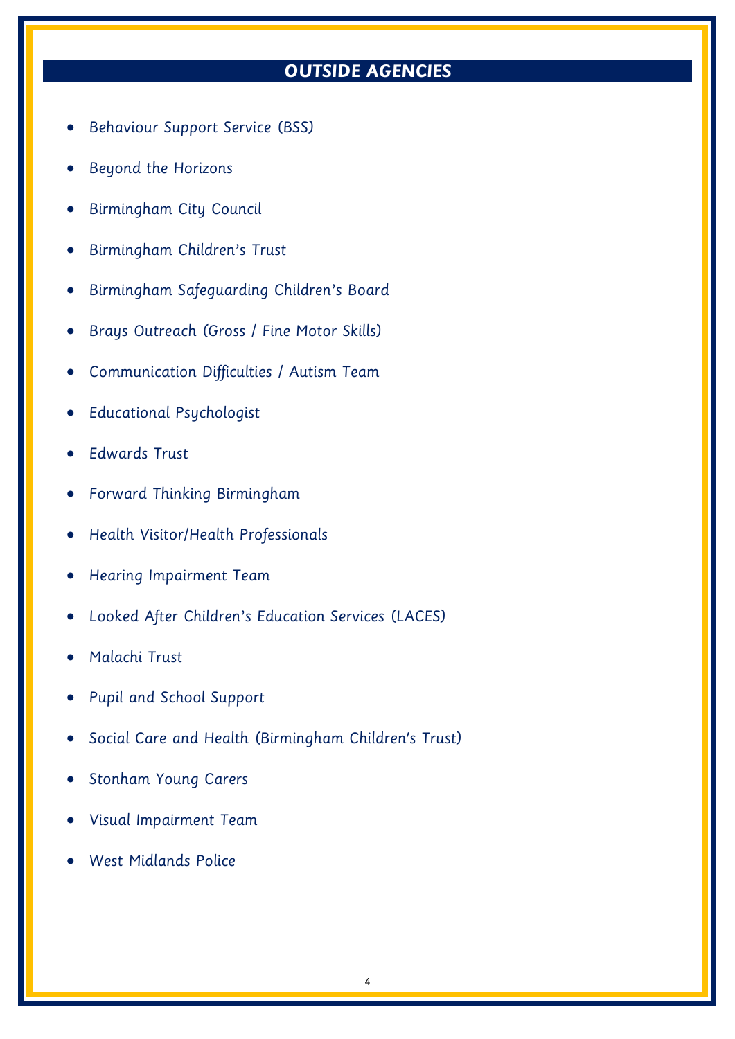## OUTSIDE AGENCIES

- Behaviour Support Service (BSS)
- Beyond the Horizons
- Birmingham City Council
- Birmingham Children's Trust
- Birmingham Safeguarding Children's Board
- Brays Outreach (Gross / Fine Motor Skills)
- Communication Difficulties / Autism Team
- Educational Psychologist
- Edwards Trust
- Forward Thinking Birmingham
- Health Visitor/Health Professionals
- Hearing Impairment Team
- Looked After Children's Education Services (LACES)
- Malachi Trust
- Pupil and School Support
- Social Care and Health (Birmingham Children's Trust)
- Stonham Young Carers
- Visual Impairment Team
- West Midlands Police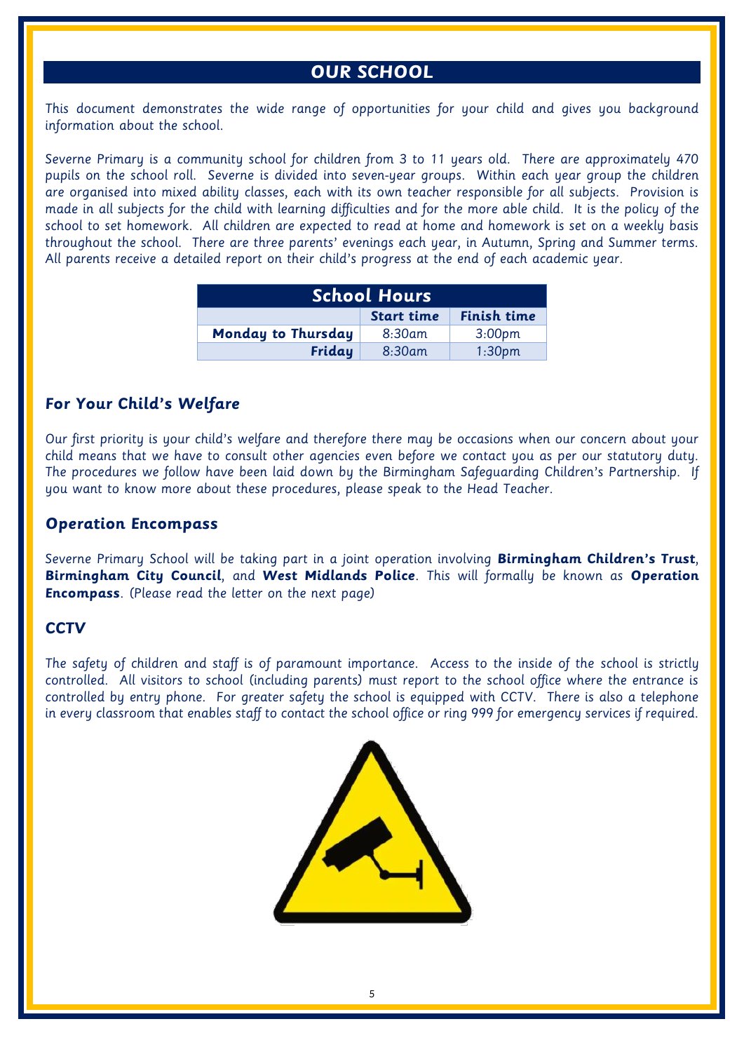# OUR SCHOOL

*This document demonstrates the wide range of opportunities for your child and gives you background information about the school.*

*Severne Primary is a community school for children from 3 to 11 years old. There are approximately 470 pupils on the school roll. Severne is divided into seven-year groups. Within each year group the children are organised into mixed ability classes, each with its own teacher responsible for all subjects. Provision is made in all subjects for the child with learning difficulties and for the more able child. It is the policy of the school to set homework. All children are expected to read at home and homework is set on a weekly basis throughout the school. There are three parents' evenings each year, in Autumn, Spring and Summer terms. All parents receive a detailed report on their child's progress at the end of each academic year.*

| School Hours | | |
|---|---|---|
| | **Start time** | **Finish time** |
| **Monday to Thursday** | 8:30am | 3:00pm |
| **Friday** | 8:30am | 1:30pm |

## For Your Child's *Welfare*

*Our first priority is your child's welfare and therefore there may be occasions when our concern about your child means that we have to consult other agencies even before we contact you as per our statutory duty. The procedures we follow have been laid down by the Birmingham Safeguarding Children's Partnership. If you want to know more about these procedures, please speak to the Head Teacher.*

## Operation Encompass

*Severne Primary School will be taking part in a joint operation involving* **Birmingham Children's Trust**, **Birmingham City Council**, *and* **West Midlands Police**. *This will formally be known as* **Operation Encompass**. *(Please read the letter on the next page)*

## CCTV

*The safety of children and staff is of paramount importance. Access to the inside of the school is strictly controlled. All visitors to school (including parents) must report to the school office where the entrance is controlled by entry phone. For greater safety the school is equipped with CCTV. There is also a telephone in every classroom that enables staff to contact the school office or ring 999 for emergency services if required.*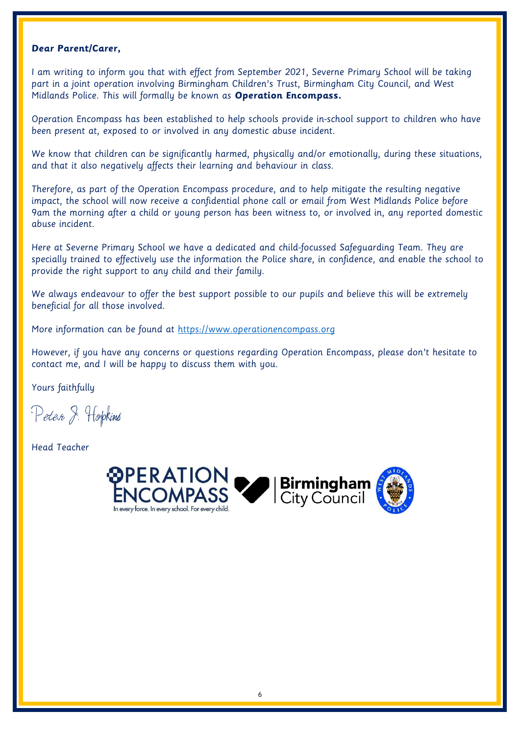**Dear Parent/Carer,**

I am writing to inform you that with effect from September 2021, Severne Primary School will be taking part in a joint operation involving Birmingham Children's Trust, Birmingham City Council, and West Midlands Police. This will formally be known as **Operation Encompass.**

Operation Encompass has been established to help schools provide in-school support to children who have been present at, exposed to or involved in any domestic abuse incident.

We know that children can be significantly harmed, physically and/or emotionally, during these situations, and that it also negatively affects their learning and behaviour in class.

Therefore, as part of the Operation Encompass procedure, and to help mitigate the resulting negative impact, the school will now receive a confidential phone call or email from West Midlands Police before 9am the morning after a child or young person has been witness to, or involved in, any reported domestic abuse incident.

Here at Severne Primary School we have a dedicated and child-focussed Safeguarding Team. They are specially trained to effectively use the information the Police share, in confidence, and enable the school to provide the right support to any child and their family.

We always endeavour to offer the best support possible to our pupils and believe this will be extremely beneficial for all those involved.

More information can be found at [https://www.operationencompass.org](https://www.operationencompass.org)

However, if you have any concerns or questions regarding Operation Encompass, please don't hesitate to contact me, and I will be happy to discuss them with you.

Yours faithfully

Peter J. Hopkins

Head Teacher

OPERATION ENCOMPASS
In every force. In every school. For every child.

Birmingham City Council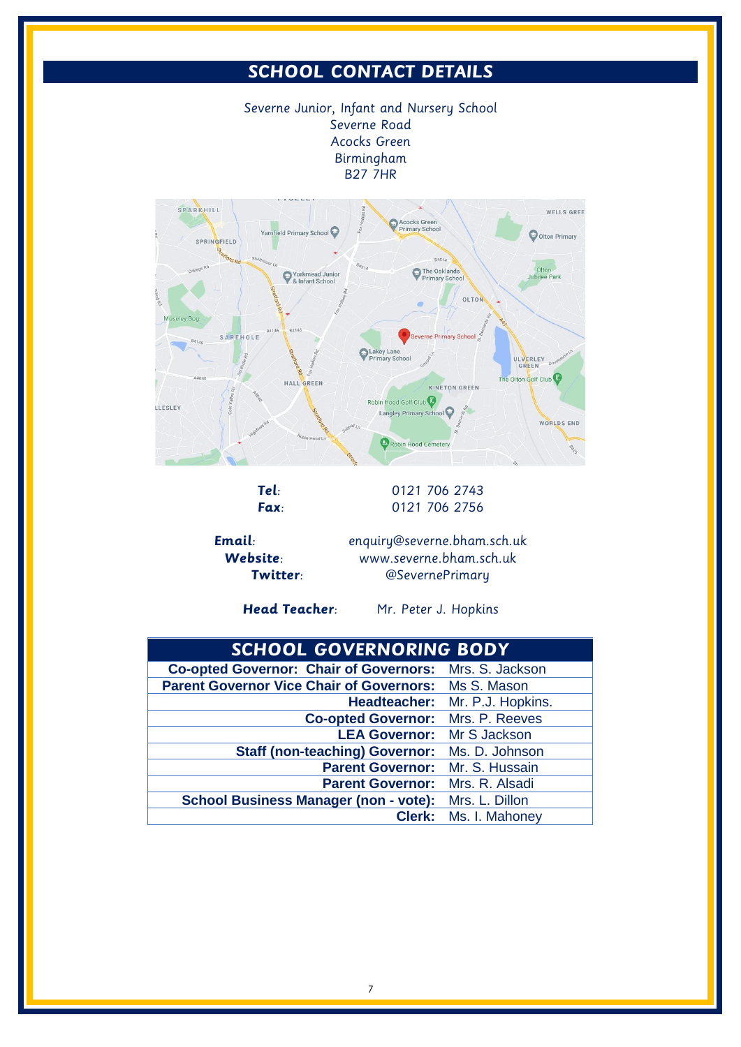## SCHOOL CONTACT DETAILS

Severne Junior, Infant and Nursery School
Severne Road
Acocks Green
Birmingham
B27 7HR

**Tel**: 0121 706 2743
**Fax**: 0121 706 2756

**Email**: enquiry@severne.bham.sch.uk
**Website**: www.severne.bham.sch.uk
**Twitter**: @SevernePrimary

**Head Teacher**: Mr. Peter J. Hopkins

## SCHOOL GOVERNORING BODY

| | |
|---|---|
| **Co-opted Governor: Chair of Governors:** | Mrs. S. Jackson |
| **Parent Governor Vice Chair of Governors:** | Ms S. Mason |
| **Headteacher:** | Mr. P.J. Hopkins. |
| **Co-opted Governor:** | Mrs. P. Reeves |
| **LEA Governor:** | Mr S Jackson |
| **Staff (non-teaching) Governor:** | Ms. D. Johnson |
| **Parent Governor:** | Mr. S. Hussain |
| **Parent Governor:** | Mrs. R. Alsadi |
| **School Business Manager (non - vote):** | Mrs. L. Dillon |
| **Clerk:** | Ms. I. Mahoney |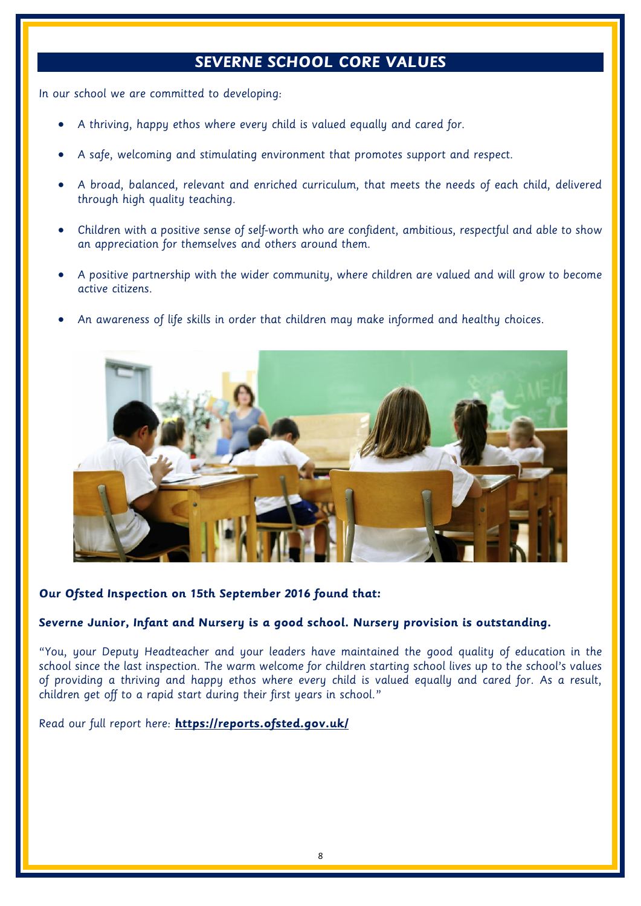## SEVERNE SCHOOL CORE VALUES

In our school we are committed to developing:

- A thriving, happy ethos where every child is valued equally and cared for.
- A safe, welcoming and stimulating environment that promotes support and respect.
- A broad, balanced, relevant and enriched curriculum, that meets the needs of each child, delivered through high quality teaching.
- Children with a positive sense of self-worth who are confident, ambitious, respectful and able to show an appreciation for themselves and others around them.
- A positive partnership with the wider community, where children are valued and will grow to become active citizens.
- An awareness of life skills in order that children may make informed and healthy choices.

**Our Ofsted Inspection on 15th September 2016 found that:**

**Severne Junior, Infant and Nursery is a good school. Nursery provision is outstanding.**

"You, your Deputy Headteacher and your leaders have maintained the good quality of education in the school since the last inspection. The warm welcome for children starting school lives up to the school's values of providing a thriving and happy ethos where every child is valued equally and cared for. As a result, children get off to a rapid start during their first years in school."

Read our full report here: **https://reports.ofsted.gov.uk/**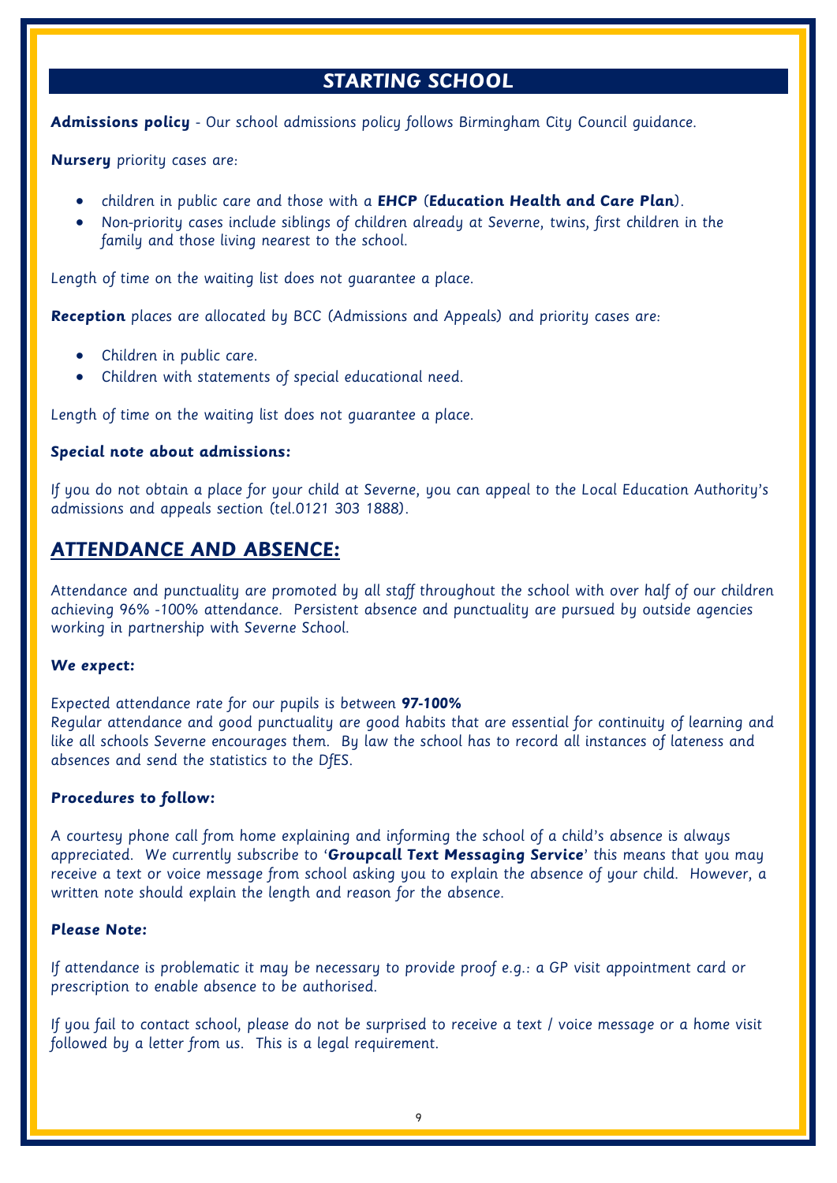## STARTING SCHOOL

**Admissions policy** - Our school admissions policy follows Birmingham City Council guidance.

**Nursery** priority cases are:

- children in public care and those with a **EHCP** (**Education Health and Care Plan**).
- Non-priority cases include siblings of children already at Severne, twins, first children in the family and those living nearest to the school.

Length of time on the waiting list does not guarantee a place.

**Reception** places are allocated by BCC (Admissions and Appeals) and priority cases are:

- Children in public care.
- Children with statements of special educational need.

Length of time on the waiting list does not guarantee a place.

**Special note about admissions:**

If you do not obtain a place for your child at Severne, you can appeal to the Local Education Authority's admissions and appeals section (tel.0121 303 1888).

## ATTENDANCE AND ABSENCE:

Attendance and punctuality are promoted by all staff throughout the school with over half of our children achieving 96% -100% attendance. Persistent absence and punctuality are pursued by outside agencies working in partnership with Severne School.

***We expect:***

Expected attendance rate for our pupils is between **97-100%**
Regular attendance and good punctuality are good habits that are essential for continuity of learning and like all schools Severne encourages them. By law the school has to record all instances of lateness and absences and send the statistics to the DfES.

***Procedures to follow:***

A courtesy phone call from home explaining and informing the school of a child's absence is always appreciated. We currently subscribe to '**Groupcall Text Messaging Service**' this means that you may receive a text or voice message from school asking you to explain the absence of your child. However, a written note should explain the length and reason for the absence.

***Please Note:***

If attendance is problematic it may be necessary to provide proof e.g.: a GP visit appointment card or prescription to enable absence to be authorised.

If you fail to contact school, please do not be surprised to receive a text / voice message or a home visit followed by a letter from us. This is a legal requirement.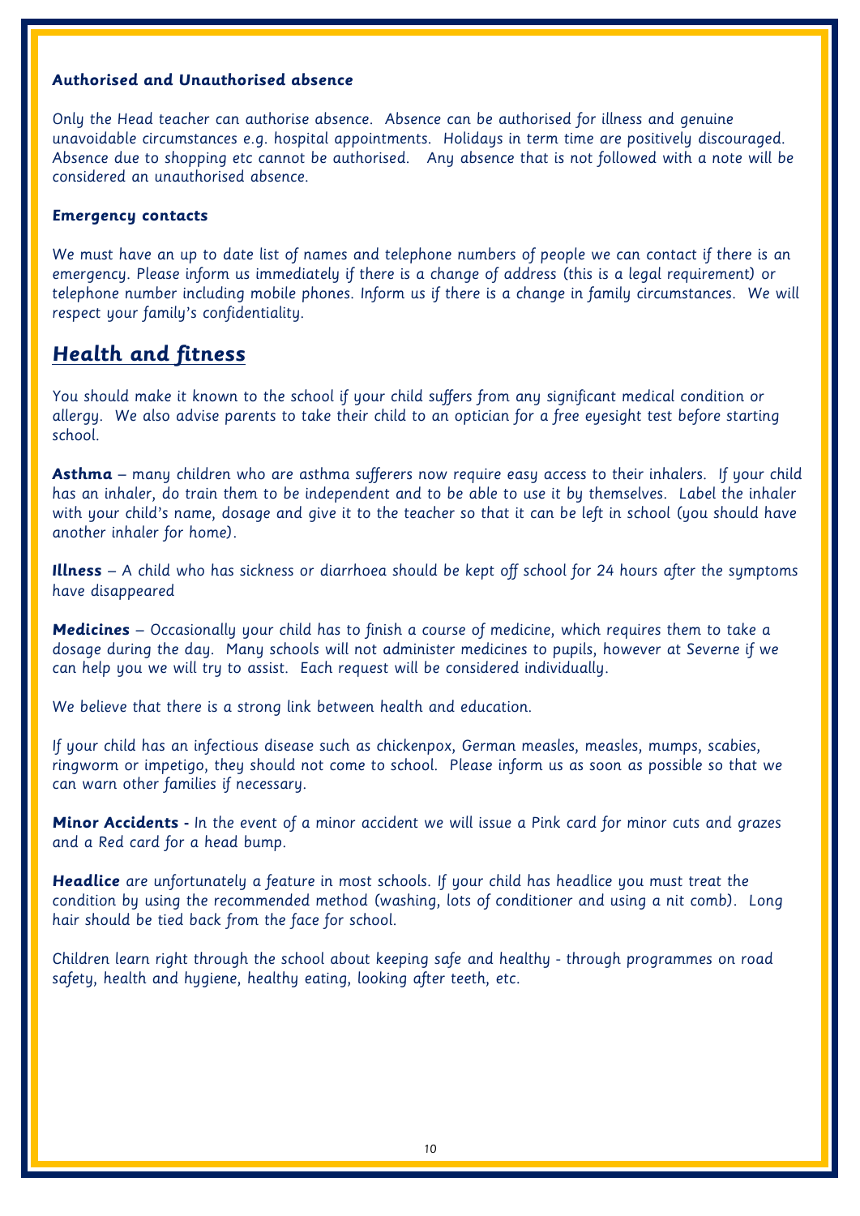### Authorised and Unauthorised absence

Only the Head teacher can authorise absence. Absence can be authorised for illness and genuine unavoidable circumstances e.g. hospital appointments. Holidays in term time are positively discouraged. Absence due to shopping etc cannot be authorised. Any absence that is not followed with a note will be considered an unauthorised absence.

### Emergency contacts

We must have an up to date list of names and telephone numbers of people we can contact if there is an emergency. Please inform us immediately if there is a change of address (this is a legal requirement) or telephone number including mobile phones. Inform us if there is a change in family circumstances. We will respect your family's confidentiality.

## Health and fitness

You should make it known to the school if your child suffers from any significant medical condition or allergy. We also advise parents to take their child to an optician for a free eyesight test before starting school.

**Asthma** – many children who are asthma sufferers now require easy access to their inhalers. If your child has an inhaler, do train them to be independent and to be able to use it by themselves. Label the inhaler with your child's name, dosage and give it to the teacher so that it can be left in school (you should have another inhaler for home).

**Illness** – A child who has sickness or diarrhoea should be kept off school for 24 hours after the symptoms have disappeared

**Medicines** – Occasionally your child has to finish a course of medicine, which requires them to take a dosage during the day. Many schools will not administer medicines to pupils, however at Severne if we can help you we will try to assist. Each request will be considered individually.

We believe that there is a strong link between health and education.

If your child has an infectious disease such as chickenpox, German measles, measles, mumps, scabies, ringworm or impetigo, they should not come to school. Please inform us as soon as possible so that we can warn other families if necessary.

**Minor Accidents -** In the event of a minor accident we will issue a Pink card for minor cuts and grazes and a Red card for a head bump.

**Headlice** are unfortunately a feature in most schools. If your child has headlice you must treat the condition by using the recommended method (washing, lots of conditioner and using a nit comb). Long hair should be tied back from the face for school.

Children learn right through the school about keeping safe and healthy - through programmes on road safety, health and hygiene, healthy eating, looking after teeth, etc.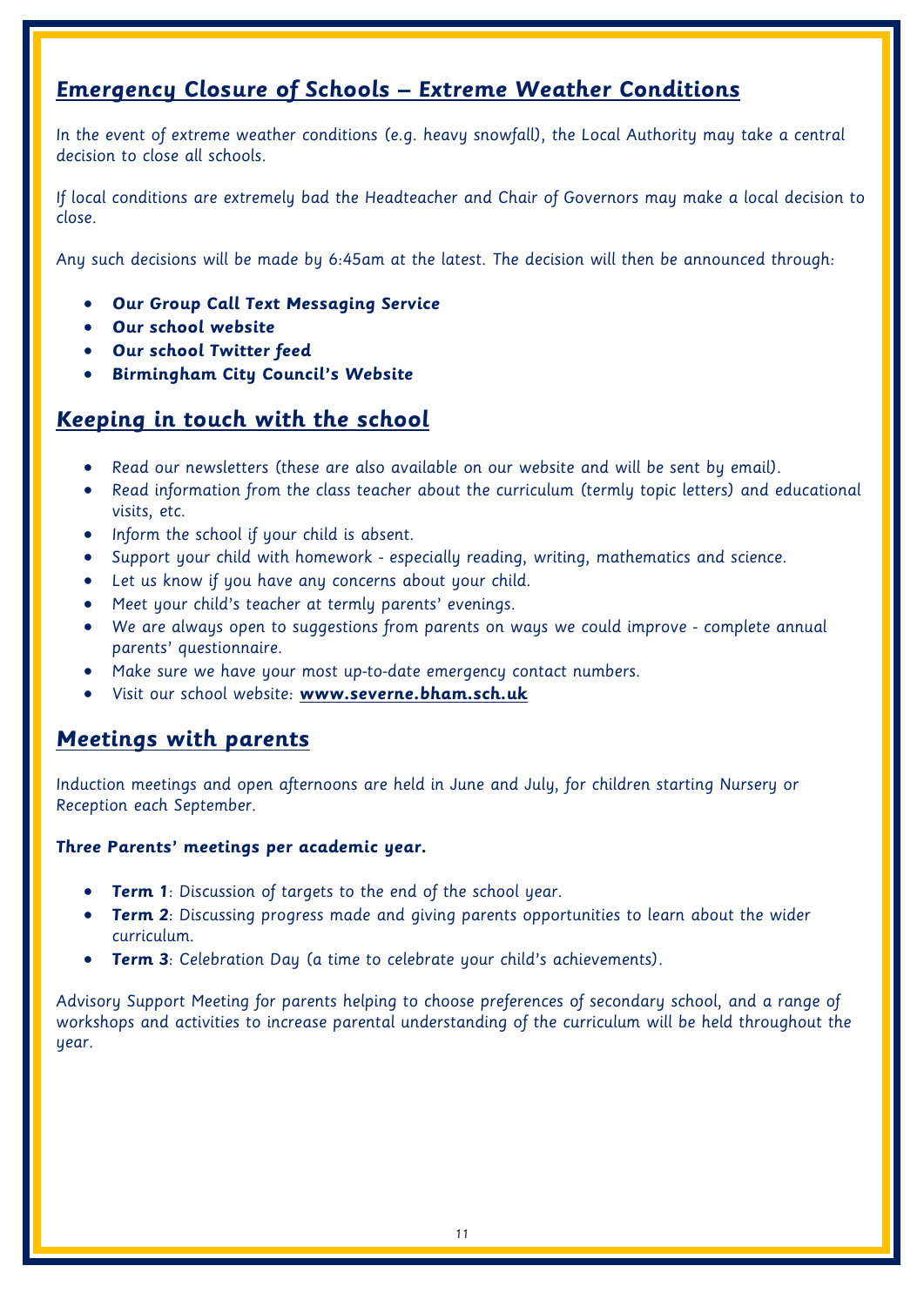## Emergency Closure of Schools – Extreme Weather Conditions

In the event of extreme weather conditions (e.g. heavy snowfall), the Local Authority may take a central decision to close all schools.

If local conditions are extremely bad the Headteacher and Chair of Governors may make a local decision to close.

Any such decisions will be made by 6:45am at the latest. The decision will then be announced through:

- **Our Group Call Text Messaging Service**
- **Our school website**
- **Our school Twitter feed**
- **Birmingham City Council's Website**

## Keeping in touch with the school

- Read our newsletters (these are also available on our website and will be sent by email).
- Read information from the class teacher about the curriculum (termly topic letters) and educational visits, etc.
- Inform the school if your child is absent.
- Support your child with homework - especially reading, writing, mathematics and science.
- Let us know if you have any concerns about your child.
- Meet your child's teacher at termly parents' evenings.
- We are always open to suggestions from parents on ways we could improve - complete annual parents' questionnaire.
- Make sure we have your most up-to-date emergency contact numbers.
- Visit our school website: **www.severne.bham.sch.uk**

## Meetings with parents

Induction meetings and open afternoons are held in June and July, for children starting Nursery or Reception each September.

**Three Parents' meetings per academic year.**

- **Term 1**: Discussion of targets to the end of the school year.
- **Term 2**: Discussing progress made and giving parents opportunities to learn about the wider curriculum.
- **Term 3**: Celebration Day (a time to celebrate your child's achievements).

Advisory Support Meeting for parents helping to choose preferences of secondary school, and a range of workshops and activities to increase parental understanding of the curriculum will be held throughout the year.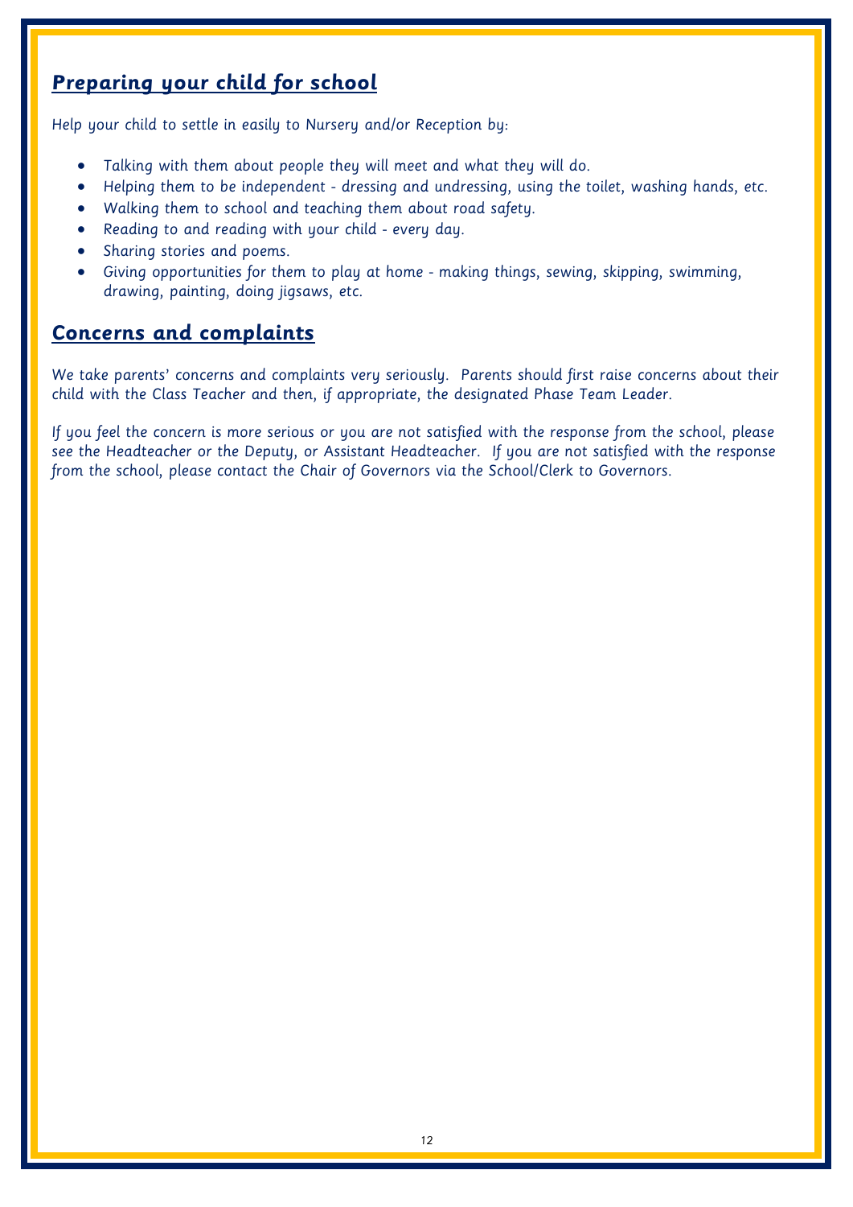## Preparing your child for school

Help your child to settle in easily to Nursery and/or Reception by:

- Talking with them about people they will meet and what they will do.
- Helping them to be independent - dressing and undressing, using the toilet, washing hands, etc.
- Walking them to school and teaching them about road safety.
- Reading to and reading with your child - every day.
- Sharing stories and poems.
- Giving opportunities for them to play at home - making things, sewing, skipping, swimming, drawing, painting, doing jigsaws, etc.

## Concerns and complaints

We take parents' concerns and complaints very seriously. Parents should first raise concerns about their child with the Class Teacher and then, if appropriate, the designated Phase Team Leader.

If you feel the concern is more serious or you are not satisfied with the response from the school, please see the Headteacher or the Deputy, or Assistant Headteacher. If you are not satisfied with the response from the school, please contact the Chair of Governors via the School/Clerk to Governors.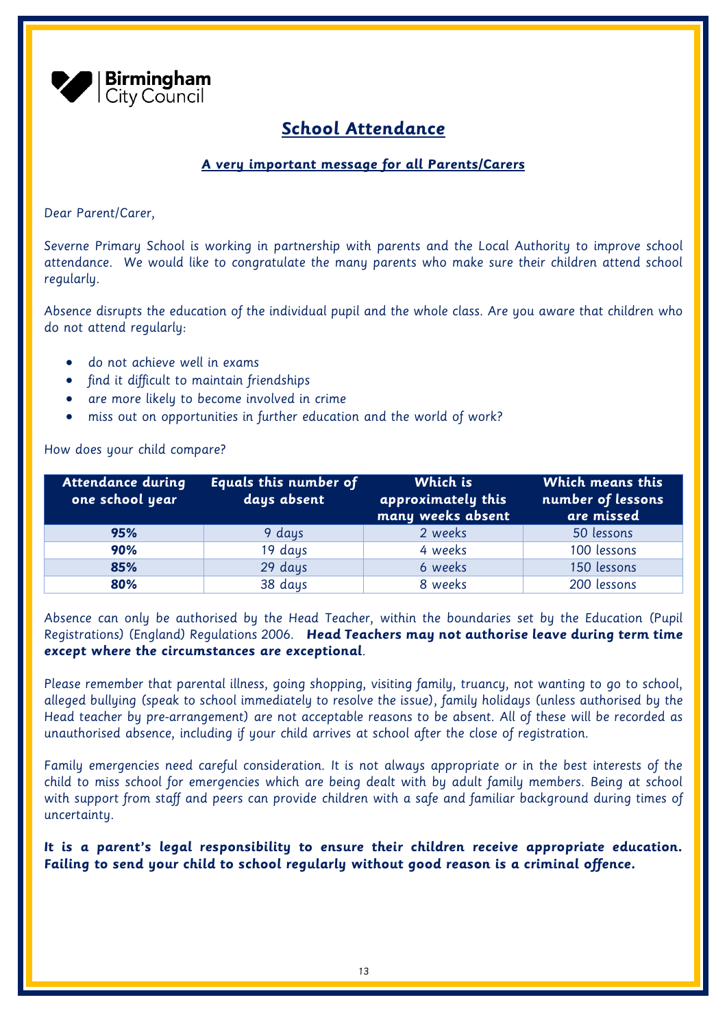Birmingham City Council

# School Attendance

**A very important message for all Parents/Carers**

Dear Parent/Carer,

Severne Primary School is working in partnership with parents and the Local Authority to improve school attendance. We would like to congratulate the many parents who make sure their children attend school regularly.

Absence disrupts the education of the individual pupil and the whole class. Are you aware that children who do not attend regularly:

- do not achieve well in exams
- find it difficult to maintain friendships
- are more likely to become involved in crime
- miss out on opportunities in further education and the world of work?

How does your child compare?

| Attendance during one school year | Equals this number of days absent | Which is approximately this many weeks absent | Which means this number of lessons are missed |
|---|---|---|---|
| **95%** | 9 days | 2 weeks | 50 lessons |
| **90%** | 19 days | 4 weeks | 100 lessons |
| **85%** | 29 days | 6 weeks | 150 lessons |
| **80%** | 38 days | 8 weeks | 200 lessons |

Absence can only be authorised by the Head Teacher, within the boundaries set by the Education (Pupil Registrations) (England) Regulations 2006. **Head Teachers may not authorise leave during term time except where the circumstances are exceptional**.

Please remember that parental illness, going shopping, visiting family, truancy, not wanting to go to school, alleged bullying (speak to school immediately to resolve the issue), family holidays (unless authorised by the Head teacher by pre-arrangement) are not acceptable reasons to be absent. All of these will be recorded as unauthorised absence, including if your child arrives at school after the close of registration.

Family emergencies need careful consideration. It is not always appropriate or in the best interests of the child to miss school for emergencies which are being dealt with by adult family members. Being at school with support from staff and peers can provide children with a safe and familiar background during times of uncertainty.

**It is a parent's legal responsibility to ensure their children receive appropriate education. Failing to send your child to school regularly without good reason is a criminal offence.**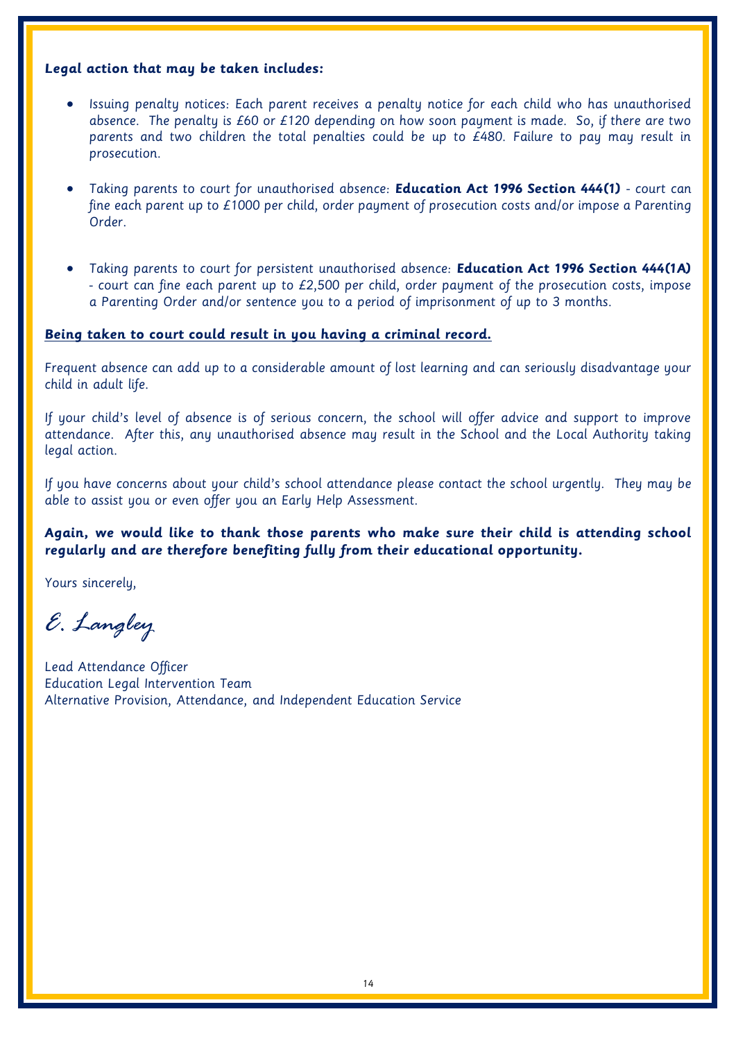**Legal action that may be taken includes:**

- Issuing penalty notices: Each parent receives a penalty notice for each child who has unauthorised absence. The penalty is £60 or £120 depending on how soon payment is made. So, if there are two parents and two children the total penalties could be up to £480. Failure to pay may result in prosecution.

- Taking parents to court for unauthorised absence: **Education Act 1996 Section 444(1)** - court can fine each parent up to £1000 per child, order payment of prosecution costs and/or impose a Parenting Order.

- Taking parents to court for persistent unauthorised absence: **Education Act 1996 Section 444(1A)** - court can fine each parent up to £2,500 per child, order payment of the prosecution costs, impose a Parenting Order and/or sentence you to a period of imprisonment of up to 3 months.

**Being taken to court could result in you having a criminal record.**

Frequent absence can add up to a considerable amount of lost learning and can seriously disadvantage your child in adult life.

If your child's level of absence is of serious concern, the school will offer advice and support to improve attendance. After this, any unauthorised absence may result in the School and the Local Authority taking legal action.

If you have concerns about your child's school attendance please contact the school urgently. They may be able to assist you or even offer you an Early Help Assessment.

**Again, we would like to thank those parents who make sure their child is attending school regularly and are therefore benefiting fully from their educational opportunity.**

Yours sincerely,

*E. Langley*

Lead Attendance Officer
Education Legal Intervention Team
Alternative Provision, Attendance, and Independent Education Service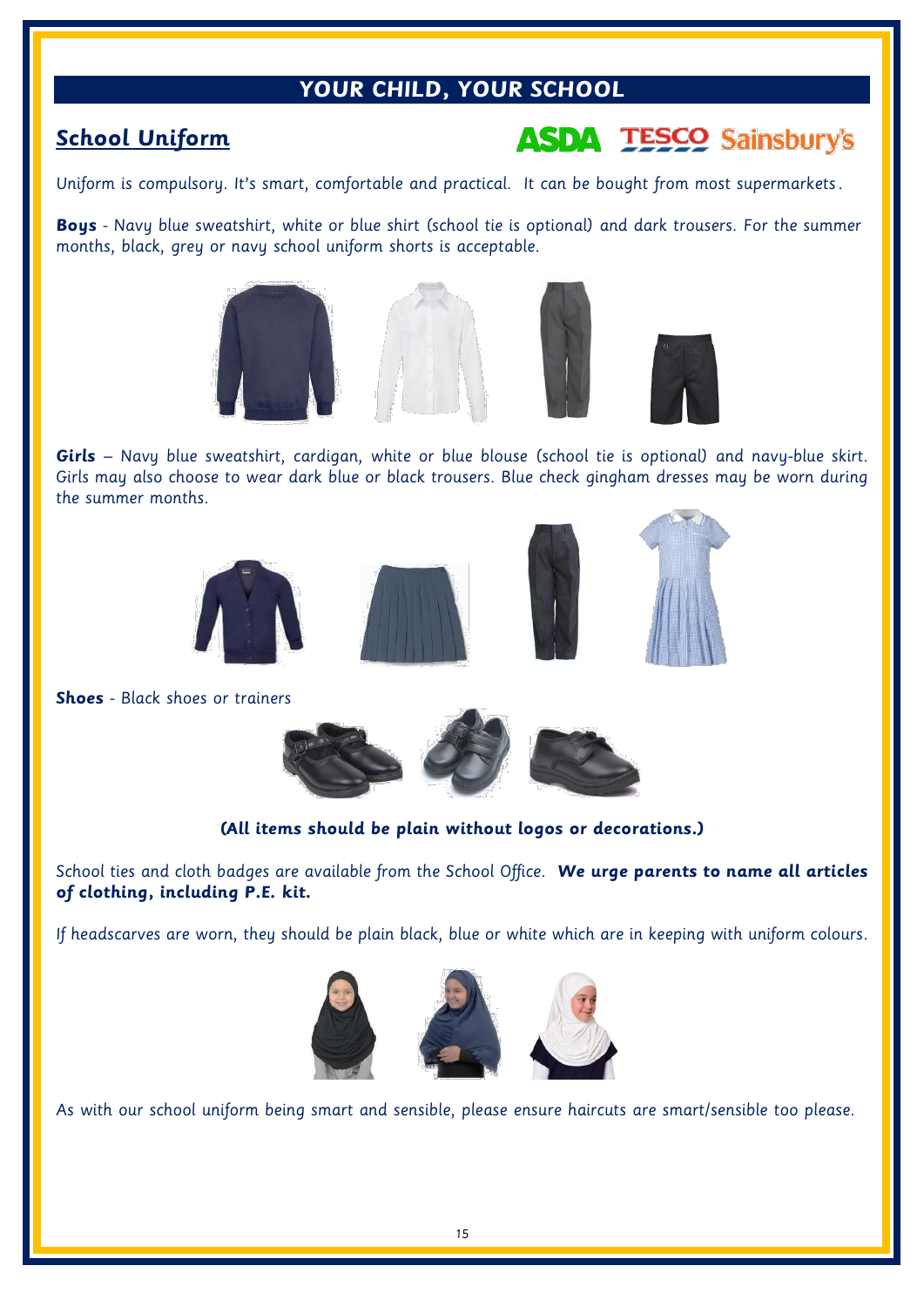# YOUR CHILD, YOUR SCHOOL

## School Uniform

Uniform is compulsory. It's smart, comfortable and practical. It can be bought from most supermarkets.

**Boys** - Navy blue sweatshirt, white or blue shirt (school tie is optional) and dark trousers. For the summer months, black, grey or navy school uniform shorts is acceptable.

**Girls** – Navy blue sweatshirt, cardigan, white or blue blouse (school tie is optional) and navy-blue skirt. Girls may also choose to wear dark blue or black trousers. Blue check gingham dresses may be worn during the summer months.

**Shoes** - Black shoes or trainers

**(All items should be plain without logos or decorations.)**

School ties and cloth badges are available from the School Office. ***We urge parents to name all articles of clothing, including P.E. kit.***

If headscarves are worn, they should be plain black, blue or white which are in keeping with uniform colours.

As with our school uniform being smart and sensible, please ensure haircuts are smart/sensible too please.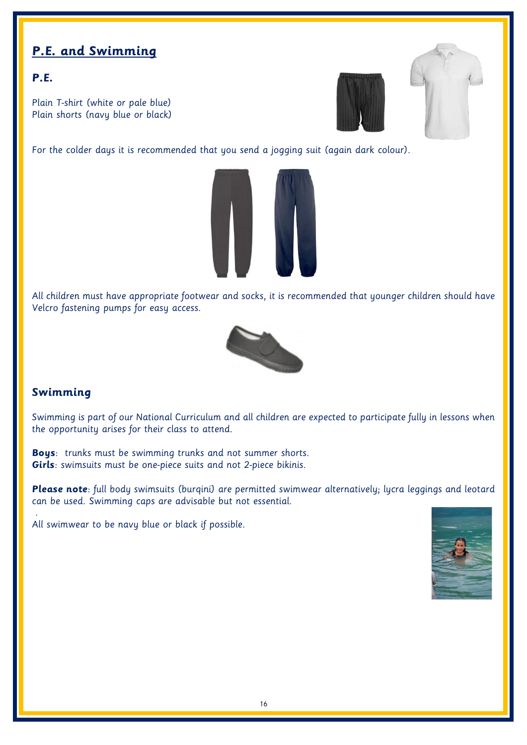## P.E. and Swimming

### P.E.

Plain T-shirt (white or pale blue)
Plain shorts (navy blue or black)

For the colder days it is recommended that you send a jogging suit (again dark colour).

All children must have appropriate footwear and socks, it is recommended that younger children should have Velcro fastening pumps for easy access.

### Swimming

Swimming is part of our National Curriculum and all children are expected to participate fully in lessons when the opportunity arises for their class to attend.

**Boys**: trunks must be swimming trunks and not summer shorts.
**Girls**: swimsuits must be one-piece suits and not 2-piece bikinis.

**Please note**: full body swimsuits (burqini) are permitted swimwear alternatively; lycra leggings and leotard can be used. Swimming caps are advisable but not essential.

All swimwear to be navy blue or black if possible.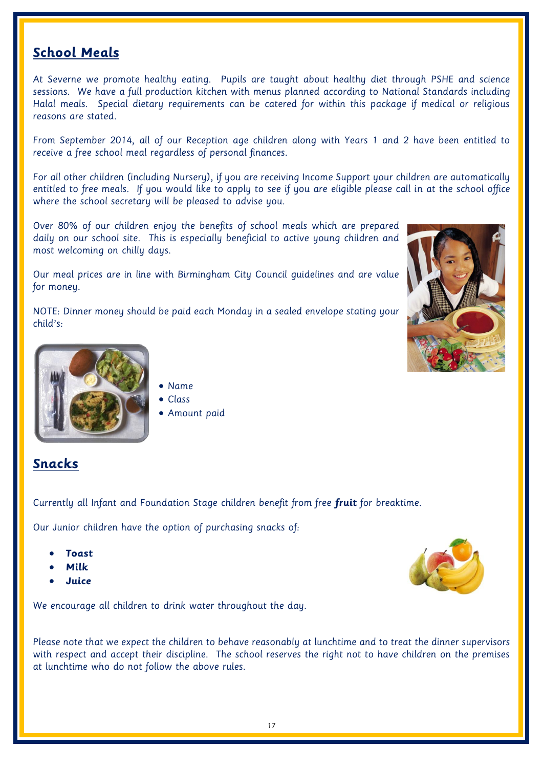## School Meals

At Severne we promote healthy eating. Pupils are taught about healthy diet through PSHE and science sessions. We have a full production kitchen with menus planned according to National Standards including Halal meals. Special dietary requirements can be catered for within this package if medical or religious reasons are stated.

From September 2014, all of our Reception age children along with Years 1 and 2 have been entitled to receive a free school meal regardless of personal finances.

For all other children (including Nursery), if you are receiving Income Support your children are automatically entitled to free meals. If you would like to apply to see if you are eligible please call in at the school office where the school secretary will be pleased to advise you.

Over 80% of our children enjoy the benefits of school meals which are prepared daily on our school site. This is especially beneficial to active young children and most welcoming on chilly days.

Our meal prices are in line with Birmingham City Council guidelines and are value for money.

NOTE: Dinner money should be paid each Monday in a sealed envelope stating your child's:

- Name
- Class
- Amount paid

## Snacks

Currently all Infant and Foundation Stage children benefit from free **fruit** for breaktime.

Our Junior children have the option of purchasing snacks of:

- ***Toast***
- ***Milk***
- ***Juice***

We encourage all children to drink water throughout the day.

Please note that we expect the children to behave reasonably at lunchtime and to treat the dinner supervisors with respect and accept their discipline. The school reserves the right not to have children on the premises at lunchtime who do not follow the above rules.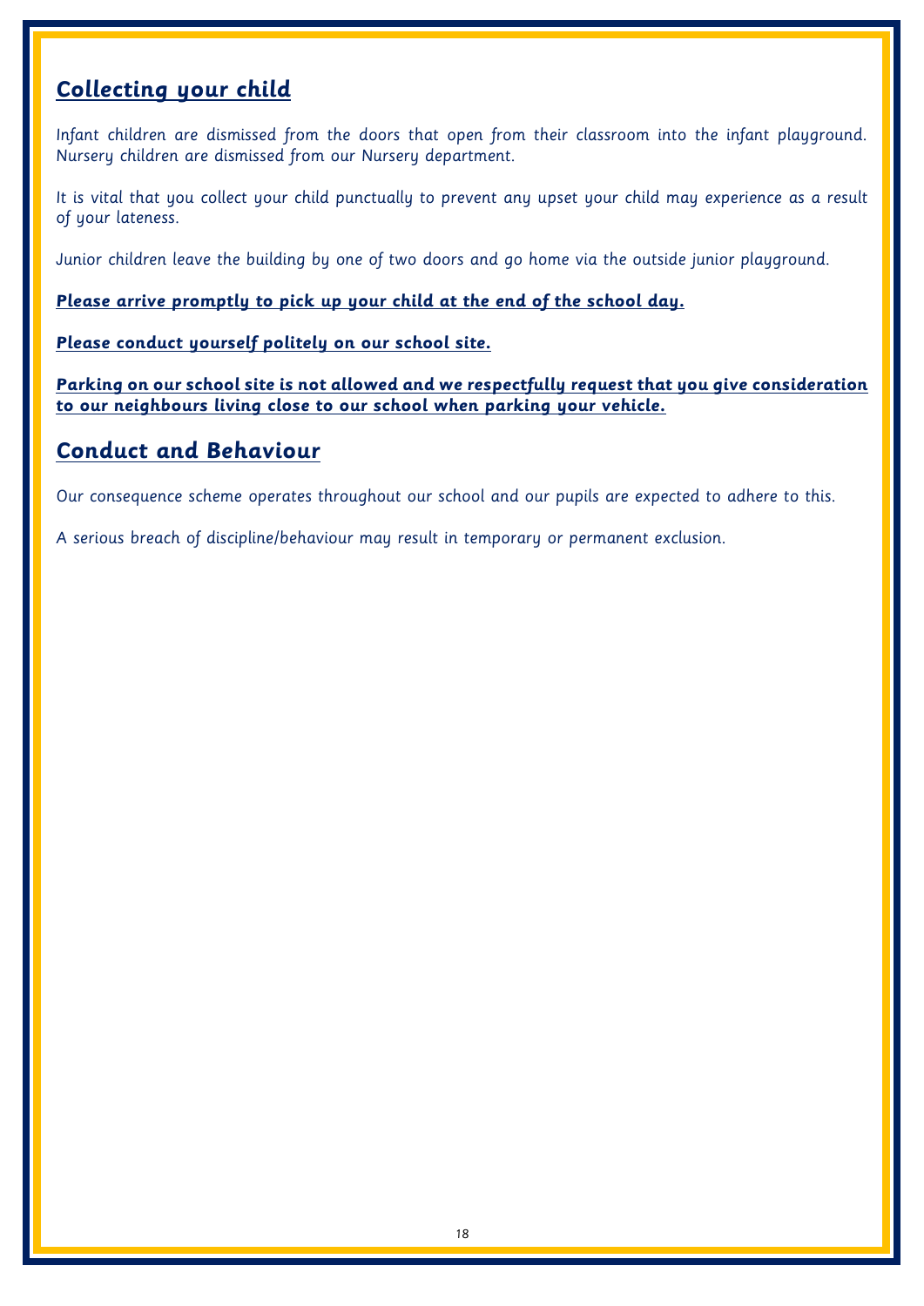## Collecting your child

Infant children are dismissed from the doors that open from their classroom into the infant playground. Nursery children are dismissed from our Nursery department.

It is vital that you collect your child punctually to prevent any upset your child may experience as a result of your lateness.

Junior children leave the building by one of two doors and go home via the outside junior playground.

**Please arrive promptly to pick up your child at the end of the school day.**

**Please conduct yourself politely on our school site.**

**Parking on our school site is not allowed and we respectfully request that you give consideration to our neighbours living close to our school when parking your vehicle.**

## Conduct and Behaviour

Our consequence scheme operates throughout our school and our pupils are expected to adhere to this.

A serious breach of discipline/behaviour may result in temporary or permanent exclusion.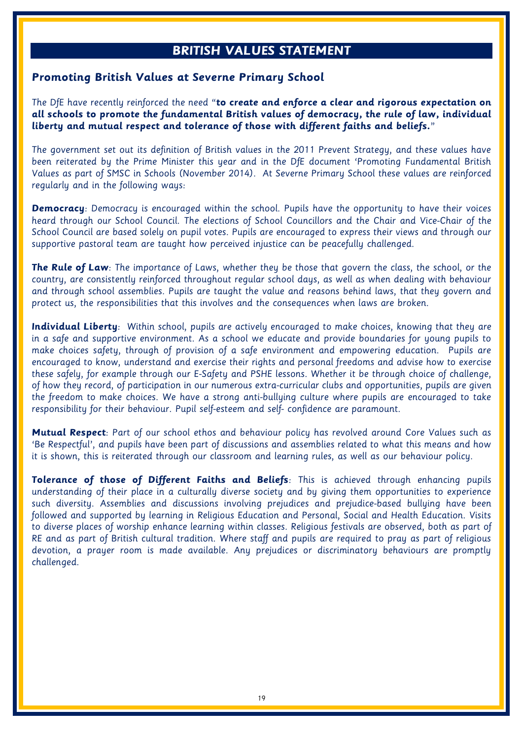# BRITISH VALUES STATEMENT

## Promoting British Values at Severne Primary School

The DfE have recently reinforced the need "**to create and enforce a clear and rigorous expectation on all schools to promote the fundamental British values of democracy, the rule of law, individual liberty and mutual respect and tolerance of those with different faiths and beliefs.**"

The government set out its definition of British values in the 2011 Prevent Strategy, and these values have been reiterated by the Prime Minister this year and in the DfE document 'Promoting Fundamental British Values as part of SMSC in Schools (November 2014). At Severne Primary School these values are reinforced regularly and in the following ways:

**Democracy**: Democracy is encouraged within the school. Pupils have the opportunity to have their voices heard through our School Council. The elections of School Councillors and the Chair and Vice-Chair of the School Council are based solely on pupil votes. Pupils are encouraged to express their views and through our supportive pastoral team are taught how perceived injustice can be peacefully challenged.

**The Rule of Law**: The importance of Laws, whether they be those that govern the class, the school, or the country, are consistently reinforced throughout regular school days, as well as when dealing with behaviour and through school assemblies. Pupils are taught the value and reasons behind laws, that they govern and protect us, the responsibilities that this involves and the consequences when laws are broken.

**Individual Liberty**: Within school, pupils are actively encouraged to make choices, knowing that they are in a safe and supportive environment. As a school we educate and provide boundaries for young pupils to make choices safety, through of provision of a safe environment and empowering education. Pupils are encouraged to know, understand and exercise their rights and personal freedoms and advise how to exercise these safely, for example through our E-Safety and PSHE lessons. Whether it be through choice of challenge, of how they record, of participation in our numerous extra-curricular clubs and opportunities, pupils are given the freedom to make choices. We have a strong anti-bullying culture where pupils are encouraged to take responsibility for their behaviour. Pupil self-esteem and self- confidence are paramount.

**Mutual Respect**: Part of our school ethos and behaviour policy has revolved around Core Values such as 'Be Respectful', and pupils have been part of discussions and assemblies related to what this means and how it is shown, this is reiterated through our classroom and learning rules, as well as our behaviour policy.

**Tolerance of those of Different Faiths and Beliefs**: This is achieved through enhancing pupils understanding of their place in a culturally diverse society and by giving them opportunities to experience such diversity. Assemblies and discussions involving prejudices and prejudice-based bullying have been followed and supported by learning in Religious Education and Personal, Social and Health Education. Visits to diverse places of worship enhance learning within classes. Religious festivals are observed, both as part of RE and as part of British cultural tradition. Where staff and pupils are required to pray as part of religious devotion, a prayer room is made available. Any prejudices or discriminatory behaviours are promptly challenged.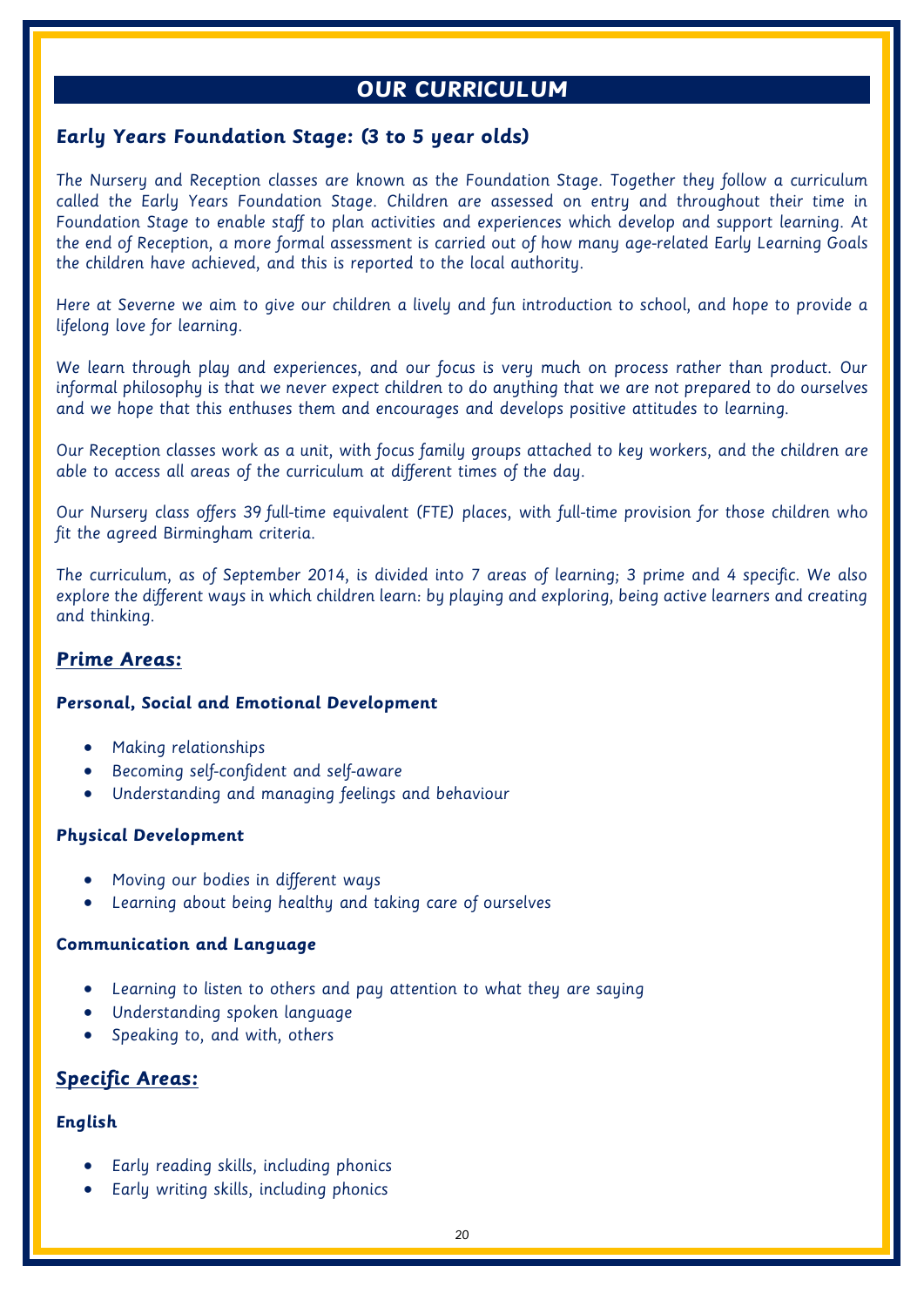# OUR CURRICULUM

## Early Years Foundation Stage: (3 to 5 year olds)

The Nursery and Reception classes are known as the Foundation Stage. Together they follow a curriculum called the Early Years Foundation Stage. Children are assessed on entry and throughout their time in Foundation Stage to enable staff to plan activities and experiences which develop and support learning. At the end of Reception, a more formal assessment is carried out of how many age-related Early Learning Goals the children have achieved, and this is reported to the local authority.

Here at Severne we aim to give our children a lively and fun introduction to school, and hope to provide a lifelong love for learning.

We learn through play and experiences, and our focus is very much on process rather than product. Our informal philosophy is that we never expect children to do anything that we are not prepared to do ourselves and we hope that this enthuses them and encourages and develops positive attitudes to learning.

Our Reception classes work as a unit, with focus family groups attached to key workers, and the children are able to access all areas of the curriculum at different times of the day.

Our Nursery class offers 39 full-time equivalent (FTE) places, with full-time provision for those children who fit the agreed Birmingham criteria.

The curriculum, as of September 2014, is divided into 7 areas of learning; 3 prime and 4 specific. We also explore the different ways in which children learn: by playing and exploring, being active learners and creating and thinking.

## Prime Areas:

### Personal, Social and Emotional Development

- Making relationships
- Becoming self-confident and self-aware
- Understanding and managing feelings and behaviour

### Physical Development

- Moving our bodies in different ways
- Learning about being healthy and taking care of ourselves

### Communication and Language

- Learning to listen to others and pay attention to what they are saying
- Understanding spoken language
- Speaking to, and with, others

## Specific Areas:

### English

- Early reading skills, including phonics
- Early writing skills, including phonics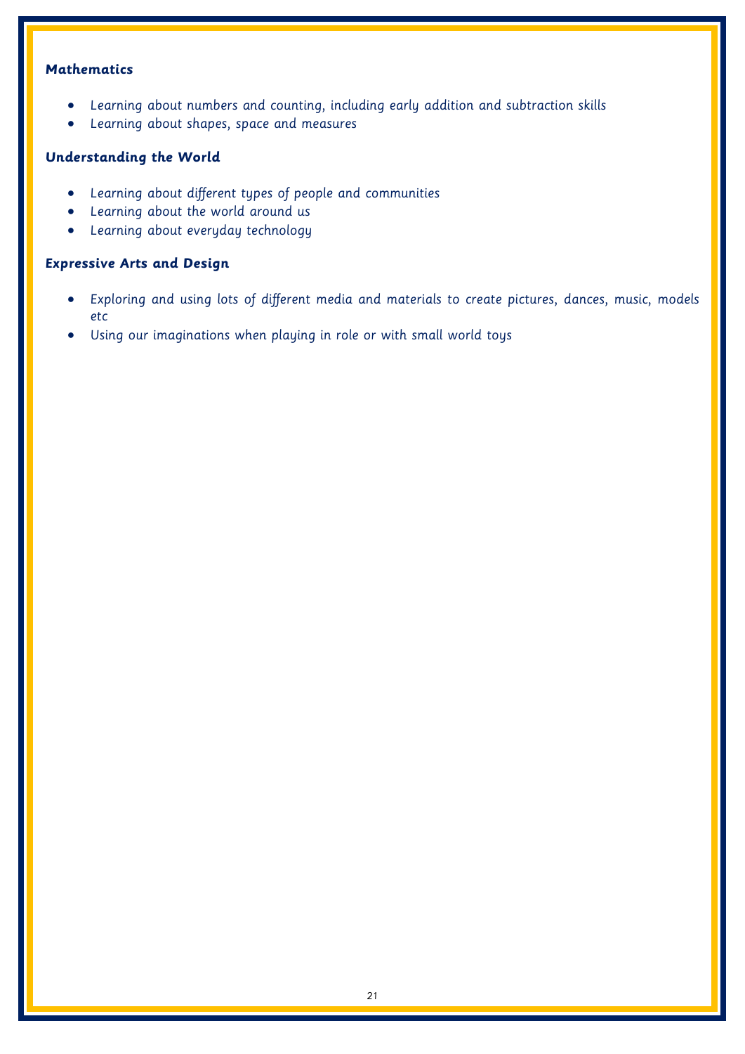**Mathematics**

- Learning about numbers and counting, including early addition and subtraction skills
- Learning about shapes, space and measures

**Understanding the World**

- Learning about different types of people and communities
- Learning about the world around us
- Learning about everyday technology

**Expressive Arts and Design**

- Exploring and using lots of different media and materials to create pictures, dances, music, models etc
- Using our imaginations when playing in role or with small world toys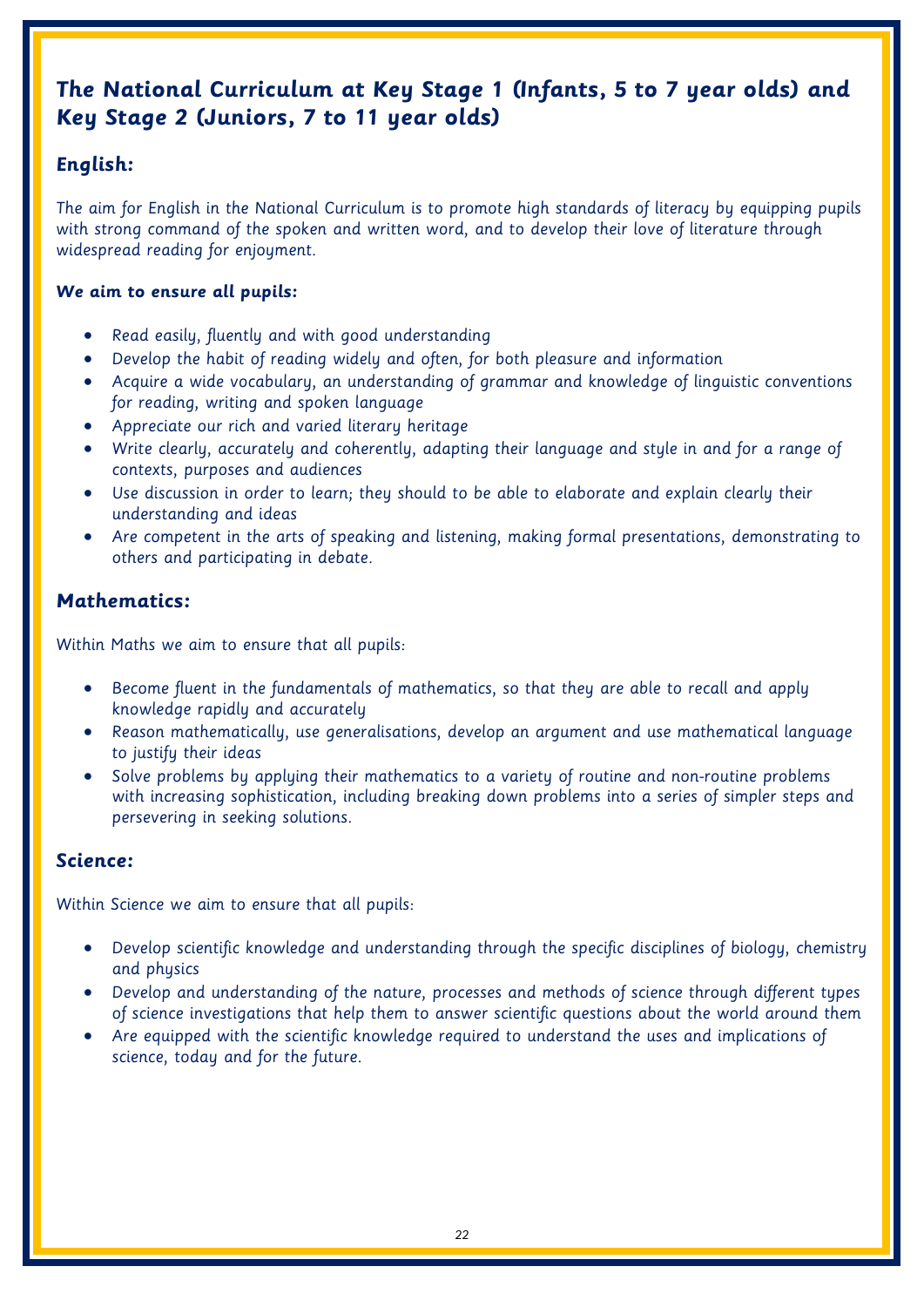# The National Curriculum at Key Stage 1 (Infants, 5 to 7 year olds) and Key Stage 2 (Juniors, 7 to 11 year olds)

## English:

The aim for English in the National Curriculum is to promote high standards of literacy by equipping pupils with strong command of the spoken and written word, and to develop their love of literature through widespread reading for enjoyment.

**We aim to ensure all pupils:**

- Read easily, fluently and with good understanding
- Develop the habit of reading widely and often, for both pleasure and information
- Acquire a wide vocabulary, an understanding of grammar and knowledge of linguistic conventions for reading, writing and spoken language
- Appreciate our rich and varied literary heritage
- Write clearly, accurately and coherently, adapting their language and style in and for a range of contexts, purposes and audiences
- Use discussion in order to learn; they should to be able to elaborate and explain clearly their understanding and ideas
- Are competent in the arts of speaking and listening, making formal presentations, demonstrating to others and participating in debate.

## Mathematics:

Within Maths we aim to ensure that all pupils:

- Become fluent in the fundamentals of mathematics, so that they are able to recall and apply knowledge rapidly and accurately
- Reason mathematically, use generalisations, develop an argument and use mathematical language to justify their ideas
- Solve problems by applying their mathematics to a variety of routine and non-routine problems with increasing sophistication, including breaking down problems into a series of simpler steps and persevering in seeking solutions.

## Science:

Within Science we aim to ensure that all pupils:

- Develop scientific knowledge and understanding through the specific disciplines of biology, chemistry and physics
- Develop and understanding of the nature, processes and methods of science through different types of science investigations that help them to answer scientific questions about the world around them
- Are equipped with the scientific knowledge required to understand the uses and implications of science, today and for the future.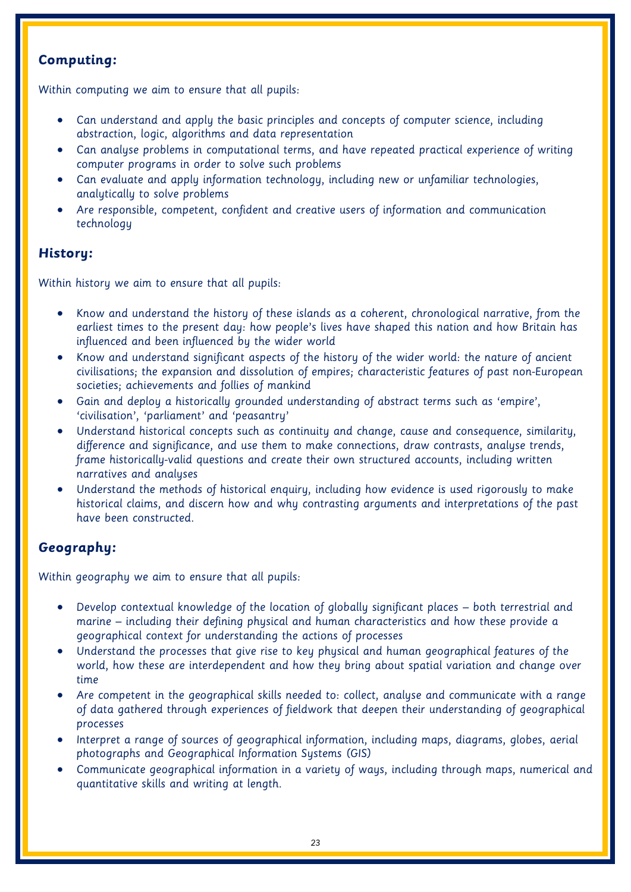## Computing:

Within computing we aim to ensure that all pupils:

- Can understand and apply the basic principles and concepts of computer science, including abstraction, logic, algorithms and data representation
- Can analyse problems in computational terms, and have repeated practical experience of writing computer programs in order to solve such problems
- Can evaluate and apply information technology, including new or unfamiliar technologies, analytically to solve problems
- Are responsible, competent, confident and creative users of information and communication technology

## History:

Within history we aim to ensure that all pupils:

- Know and understand the history of these islands as a coherent, chronological narrative, from the earliest times to the present day: how people's lives have shaped this nation and how Britain has influenced and been influenced by the wider world
- Know and understand significant aspects of the history of the wider world: the nature of ancient civilisations; the expansion and dissolution of empires; characteristic features of past non-European societies; achievements and follies of mankind
- Gain and deploy a historically grounded understanding of abstract terms such as 'empire', 'civilisation', 'parliament' and 'peasantry'
- Understand historical concepts such as continuity and change, cause and consequence, similarity, difference and significance, and use them to make connections, draw contrasts, analyse trends, frame historically-valid questions and create their own structured accounts, including written narratives and analyses
- Understand the methods of historical enquiry, including how evidence is used rigorously to make historical claims, and discern how and why contrasting arguments and interpretations of the past have been constructed.

## Geography:

Within geography we aim to ensure that all pupils:

- Develop contextual knowledge of the location of globally significant places – both terrestrial and marine – including their defining physical and human characteristics and how these provide a geographical context for understanding the actions of processes
- Understand the processes that give rise to key physical and human geographical features of the world, how these are interdependent and how they bring about spatial variation and change over time
- Are competent in the geographical skills needed to: collect, analyse and communicate with a range of data gathered through experiences of fieldwork that deepen their understanding of geographical processes
- Interpret a range of sources of geographical information, including maps, diagrams, globes, aerial photographs and Geographical Information Systems (GIS)
- Communicate geographical information in a variety of ways, including through maps, numerical and quantitative skills and writing at length.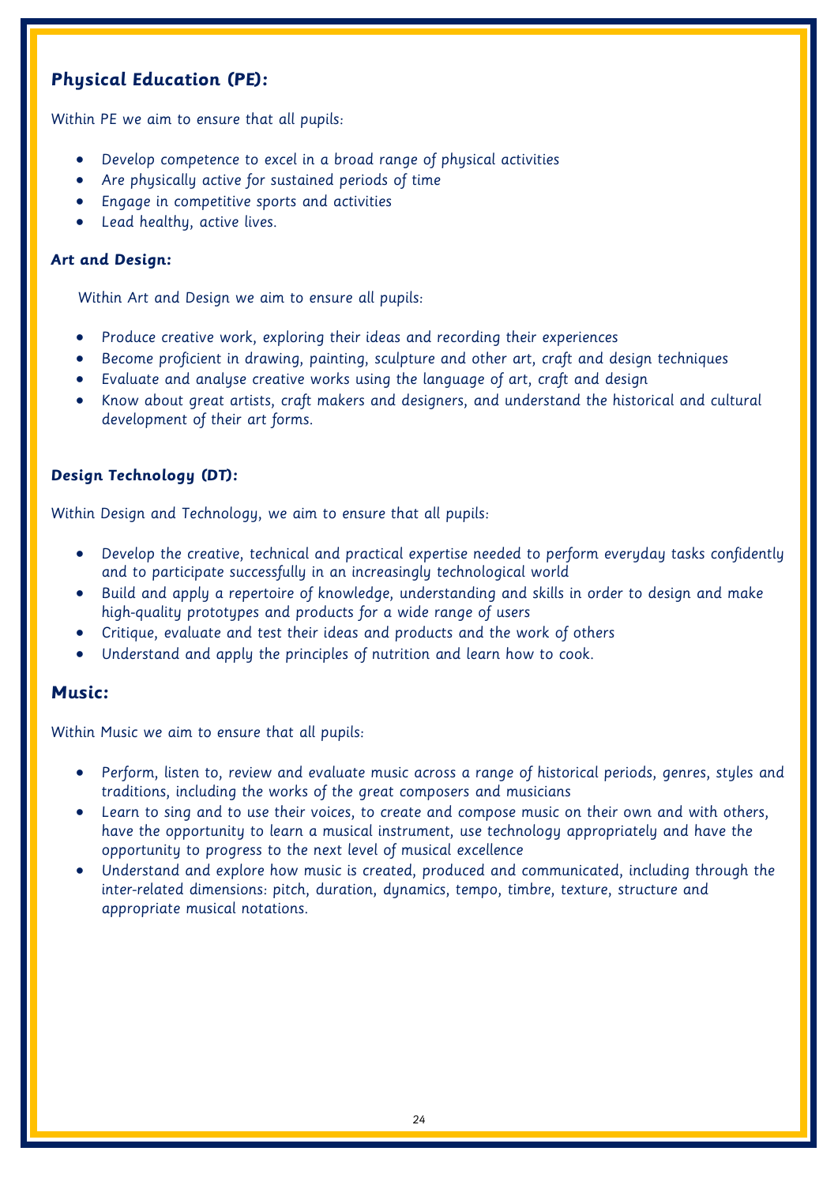## Physical Education (PE):

Within PE we aim to ensure that all pupils:

- Develop competence to excel in a broad range of physical activities
- Are physically active for sustained periods of time
- Engage in competitive sports and activities
- Lead healthy, active lives.

### Art and Design:

Within Art and Design we aim to ensure all pupils:

- Produce creative work, exploring their ideas and recording their experiences
- Become proficient in drawing, painting, sculpture and other art, craft and design techniques
- Evaluate and analyse creative works using the language of art, craft and design
- Know about great artists, craft makers and designers, and understand the historical and cultural development of their art forms.

### Design Technology (DT):

Within Design and Technology, we aim to ensure that all pupils:

- Develop the creative, technical and practical expertise needed to perform everyday tasks confidently and to participate successfully in an increasingly technological world
- Build and apply a repertoire of knowledge, understanding and skills in order to design and make high-quality prototypes and products for a wide range of users
- Critique, evaluate and test their ideas and products and the work of others
- Understand and apply the principles of nutrition and learn how to cook.

## Music:

Within Music we aim to ensure that all pupils:

- Perform, listen to, review and evaluate music across a range of historical periods, genres, styles and traditions, including the works of the great composers and musicians
- Learn to sing and to use their voices, to create and compose music on their own and with others, have the opportunity to learn a musical instrument, use technology appropriately and have the opportunity to progress to the next level of musical excellence
- Understand and explore how music is created, produced and communicated, including through the inter-related dimensions: pitch, duration, dynamics, tempo, timbre, texture, structure and appropriate musical notations.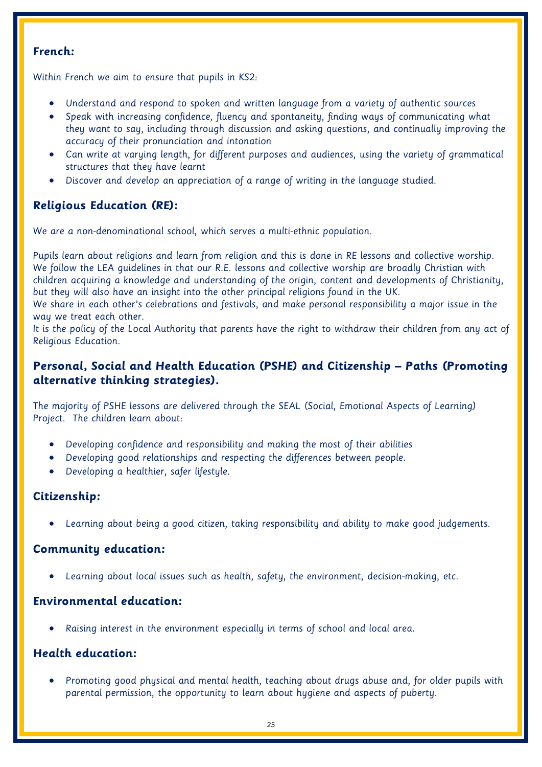### French:

Within French we aim to ensure that pupils in KS2:

- Understand and respond to spoken and written language from a variety of authentic sources
- Speak with increasing confidence, fluency and spontaneity, finding ways of communicating what they want to say, including through discussion and asking questions, and continually improving the accuracy of their pronunciation and intonation
- Can write at varying length, for different purposes and audiences, using the variety of grammatical structures that they have learnt
- Discover and develop an appreciation of a range of writing in the language studied.

### Religious Education (RE):

We are a non-denominational school, which serves a multi-ethnic population.

Pupils learn about religions and learn from religion and this is done in RE lessons and collective worship. We follow the LEA guidelines in that our R.E. lessons and collective worship are broadly Christian with children acquiring a knowledge and understanding of the origin, content and developments of Christianity, but they will also have an insight into the other principal religions found in the UK.
We share in each other's celebrations and festivals, and make personal responsibility a major issue in the way we treat each other.
It is the policy of the Local Authority that parents have the right to withdraw their children from any act of Religious Education.

### Personal, Social and Health Education (PSHE) and Citizenship – Paths (Promoting alternative thinking strategies).

The majority of PSHE lessons are delivered through the SEAL (Social, Emotional Aspects of Learning) Project. The children learn about:

- Developing confidence and responsibility and making the most of their abilities
- Developing good relationships and respecting the differences between people.
- Developing a healthier, safer lifestyle.

### Citizenship:

- Learning about being a good citizen, taking responsibility and ability to make good judgements.

### Community education:

- Learning about local issues such as health, safety, the environment, decision-making, etc.

### Environmental education:

- Raising interest in the environment especially in terms of school and local area.

### Health education:

- Promoting good physical and mental health, teaching about drugs abuse and, for older pupils with parental permission, the opportunity to learn about hygiene and aspects of puberty.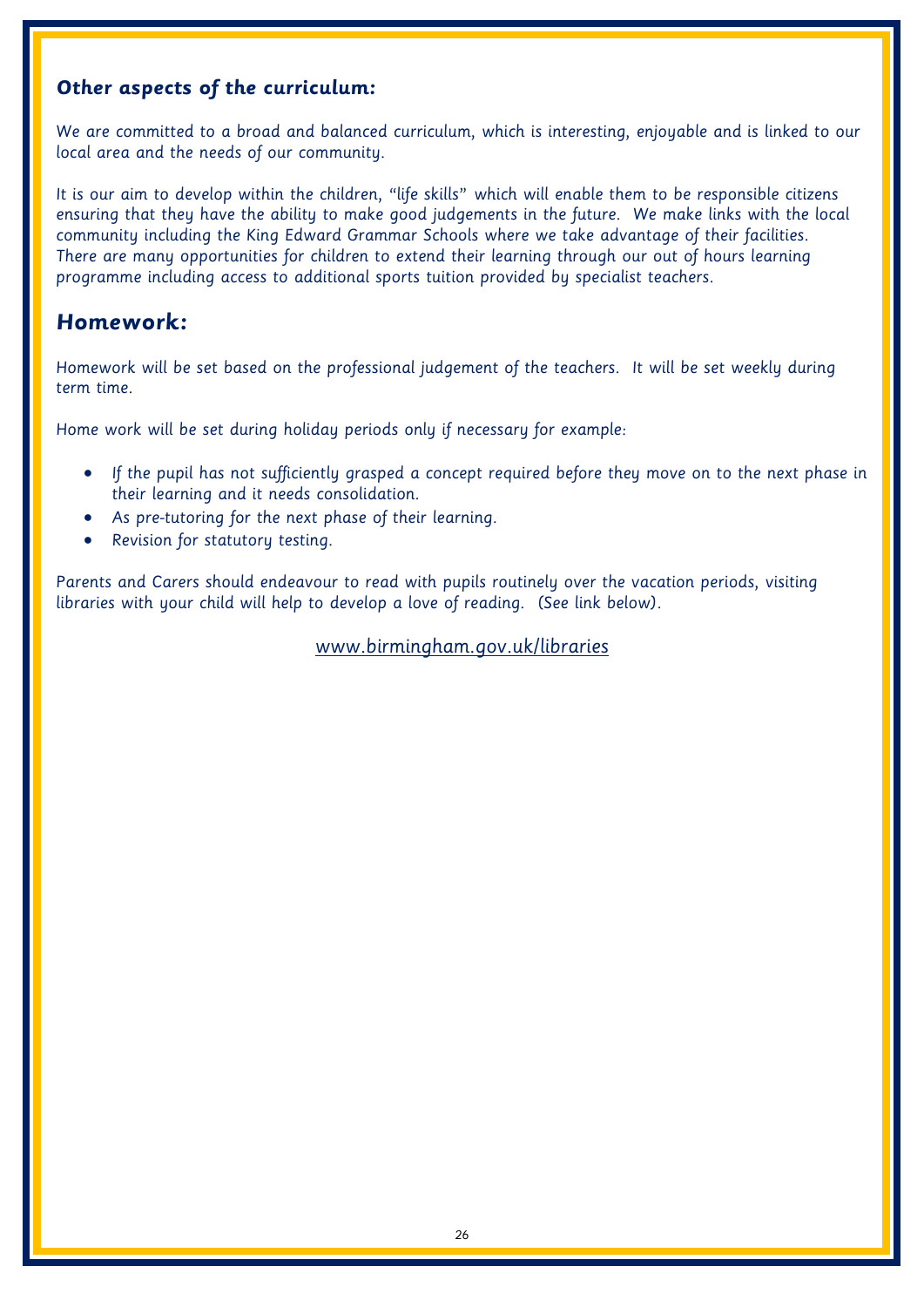### Other aspects of the curriculum:

We are committed to a broad and balanced curriculum, which is interesting, enjoyable and is linked to our local area and the needs of our community.

It is our aim to develop within the children, "life skills" which will enable them to be responsible citizens ensuring that they have the ability to make good judgements in the future. We make links with the local community including the King Edward Grammar Schools where we take advantage of their facilities. There are many opportunities for children to extend their learning through our out of hours learning programme including access to additional sports tuition provided by specialist teachers.

## Homework:

Homework will be set based on the professional judgement of the teachers. It will be set weekly during term time.

Home work will be set during holiday periods only if necessary for example:

- If the pupil has not sufficiently grasped a concept required before they move on to the next phase in their learning and it needs consolidation.
- As pre-tutoring for the next phase of their learning.
- Revision for statutory testing.

Parents and Carers should endeavour to read with pupils routinely over the vacation periods, visiting libraries with your child will help to develop a love of reading. (See link below).

www.birmingham.gov.uk/libraries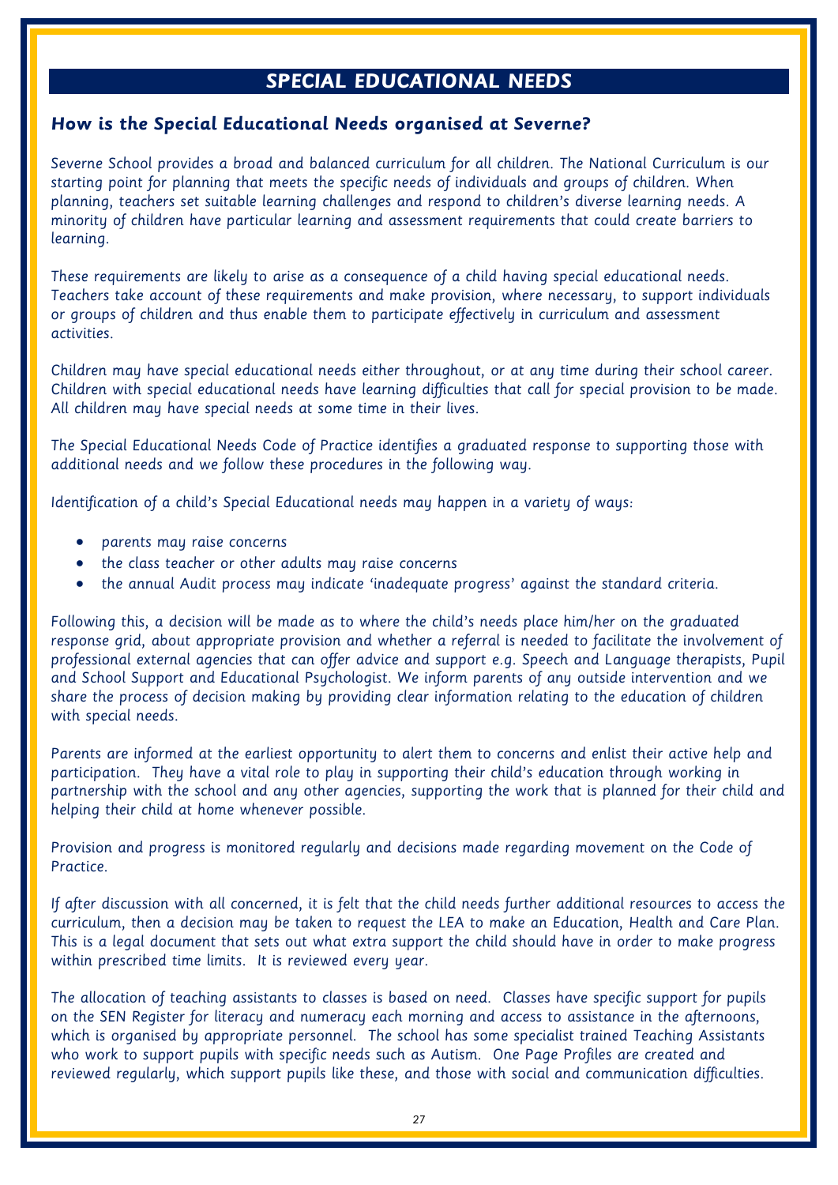# SPECIAL EDUCATIONAL NEEDS

## How is the Special Educational Needs organised at Severne?

Severne School provides a broad and balanced curriculum for all children. The National Curriculum is our starting point for planning that meets the specific needs of individuals and groups of children. When planning, teachers set suitable learning challenges and respond to children's diverse learning needs. A minority of children have particular learning and assessment requirements that could create barriers to learning.

These requirements are likely to arise as a consequence of a child having special educational needs. Teachers take account of these requirements and make provision, where necessary, to support individuals or groups of children and thus enable them to participate effectively in curriculum and assessment activities.

Children may have special educational needs either throughout, or at any time during their school career. Children with special educational needs have learning difficulties that call for special provision to be made. All children may have special needs at some time in their lives.

The Special Educational Needs Code of Practice identifies a graduated response to supporting those with additional needs and we follow these procedures in the following way.

Identification of a child's Special Educational needs may happen in a variety of ways:

- parents may raise concerns
- the class teacher or other adults may raise concerns
- the annual Audit process may indicate 'inadequate progress' against the standard criteria.

Following this, a decision will be made as to where the child's needs place him/her on the graduated response grid, about appropriate provision and whether a referral is needed to facilitate the involvement of professional external agencies that can offer advice and support e.g. Speech and Language therapists, Pupil and School Support and Educational Psychologist. We inform parents of any outside intervention and we share the process of decision making by providing clear information relating to the education of children with special needs.

Parents are informed at the earliest opportunity to alert them to concerns and enlist their active help and participation. They have a vital role to play in supporting their child's education through working in partnership with the school and any other agencies, supporting the work that is planned for their child and helping their child at home whenever possible.

Provision and progress is monitored regularly and decisions made regarding movement on the Code of Practice.

If after discussion with all concerned, it is felt that the child needs further additional resources to access the curriculum, then a decision may be taken to request the LEA to make an Education, Health and Care Plan. This is a legal document that sets out what extra support the child should have in order to make progress within prescribed time limits. It is reviewed every year.

The allocation of teaching assistants to classes is based on need. Classes have specific support for pupils on the SEN Register for literacy and numeracy each morning and access to assistance in the afternoons, which is organised by appropriate personnel. The school has some specialist trained Teaching Assistants who work to support pupils with specific needs such as Autism. One Page Profiles are created and reviewed regularly, which support pupils like these, and those with social and communication difficulties.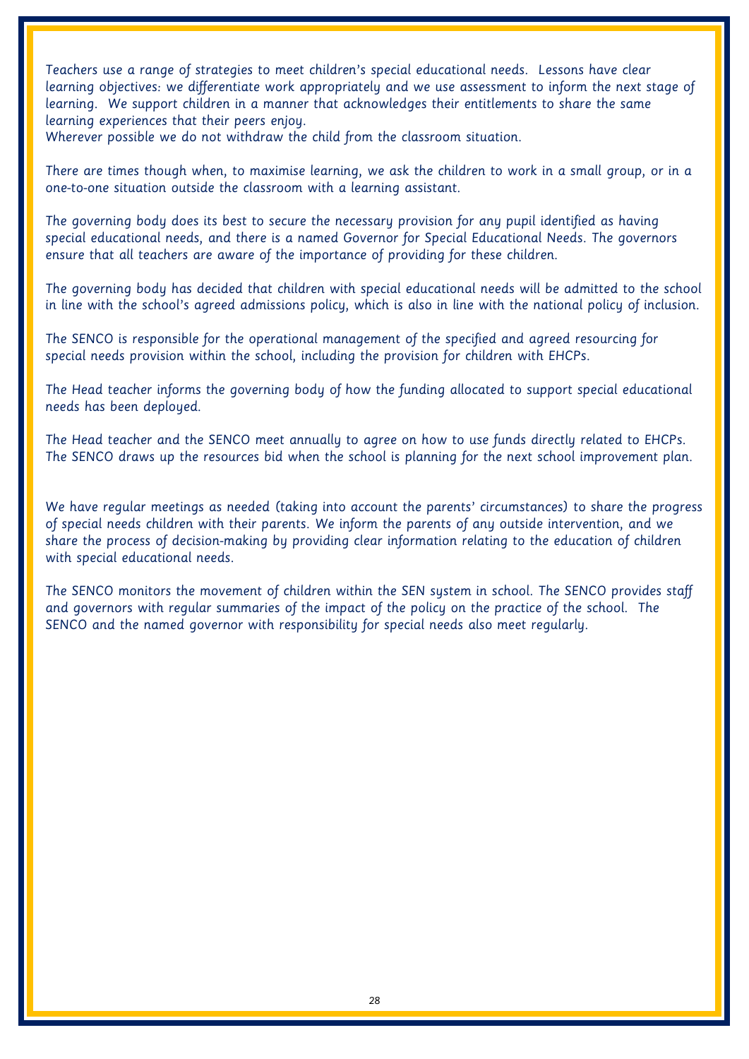Teachers use a range of strategies to meet children's special educational needs. Lessons have clear learning objectives: we differentiate work appropriately and we use assessment to inform the next stage of learning. We support children in a manner that acknowledges their entitlements to share the same learning experiences that their peers enjoy.
Wherever possible we do not withdraw the child from the classroom situation.

There are times though when, to maximise learning, we ask the children to work in a small group, or in a one-to-one situation outside the classroom with a learning assistant.

The governing body does its best to secure the necessary provision for any pupil identified as having special educational needs, and there is a named Governor for Special Educational Needs. The governors ensure that all teachers are aware of the importance of providing for these children.

The governing body has decided that children with special educational needs will be admitted to the school in line with the school's agreed admissions policy, which is also in line with the national policy of inclusion.

The SENCO is responsible for the operational management of the specified and agreed resourcing for special needs provision within the school, including the provision for children with EHCPs.

The Head teacher informs the governing body of how the funding allocated to support special educational needs has been deployed.

The Head teacher and the SENCO meet annually to agree on how to use funds directly related to EHCPs. The SENCO draws up the resources bid when the school is planning for the next school improvement plan.

We have regular meetings as needed (taking into account the parents' circumstances) to share the progress of special needs children with their parents. We inform the parents of any outside intervention, and we share the process of decision-making by providing clear information relating to the education of children with special educational needs.

The SENCO monitors the movement of children within the SEN system in school. The SENCO provides staff and governors with regular summaries of the impact of the policy on the practice of the school. The SENCO and the named governor with responsibility for special needs also meet regularly.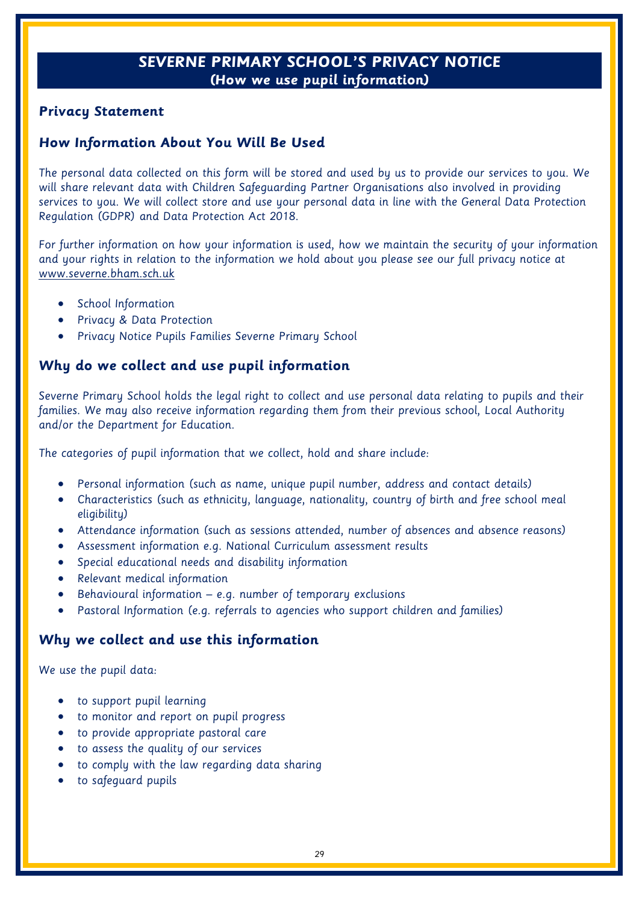# SEVERNE PRIMARY SCHOOL'S PRIVACY NOTICE
**(How we use pupil information)**

### Privacy Statement

### How Information About You Will Be Used

The personal data collected on this form will be stored and used by us to provide our services to you. We will share relevant data with Children Safeguarding Partner Organisations also involved in providing services to you. We will collect store and use your personal data in line with the General Data Protection Regulation (GDPR) and Data Protection Act 2018.

For further information on how your information is used, how we maintain the security of your information and your rights in relation to the information we hold about you please see our full privacy notice at www.severne.bham.sch.uk

- School Information
- Privacy & Data Protection
- Privacy Notice Pupils Families Severne Primary School

### Why do we collect and use pupil information

Severne Primary School holds the legal right to collect and use personal data relating to pupils and their families. We may also receive information regarding them from their previous school, Local Authority and/or the Department for Education.

The categories of pupil information that we collect, hold and share include:

- Personal information (such as name, unique pupil number, address and contact details)
- Characteristics (such as ethnicity, language, nationality, country of birth and free school meal eligibility)
- Attendance information (such as sessions attended, number of absences and absence reasons)
- Assessment information e.g. National Curriculum assessment results
- Special educational needs and disability information
- Relevant medical information
- Behavioural information – e.g. number of temporary exclusions
- Pastoral Information (e.g. referrals to agencies who support children and families)

### Why we collect and use this information

We use the pupil data:

- to support pupil learning
- to monitor and report on pupil progress
- to provide appropriate pastoral care
- to assess the quality of our services
- to comply with the law regarding data sharing
- to safeguard pupils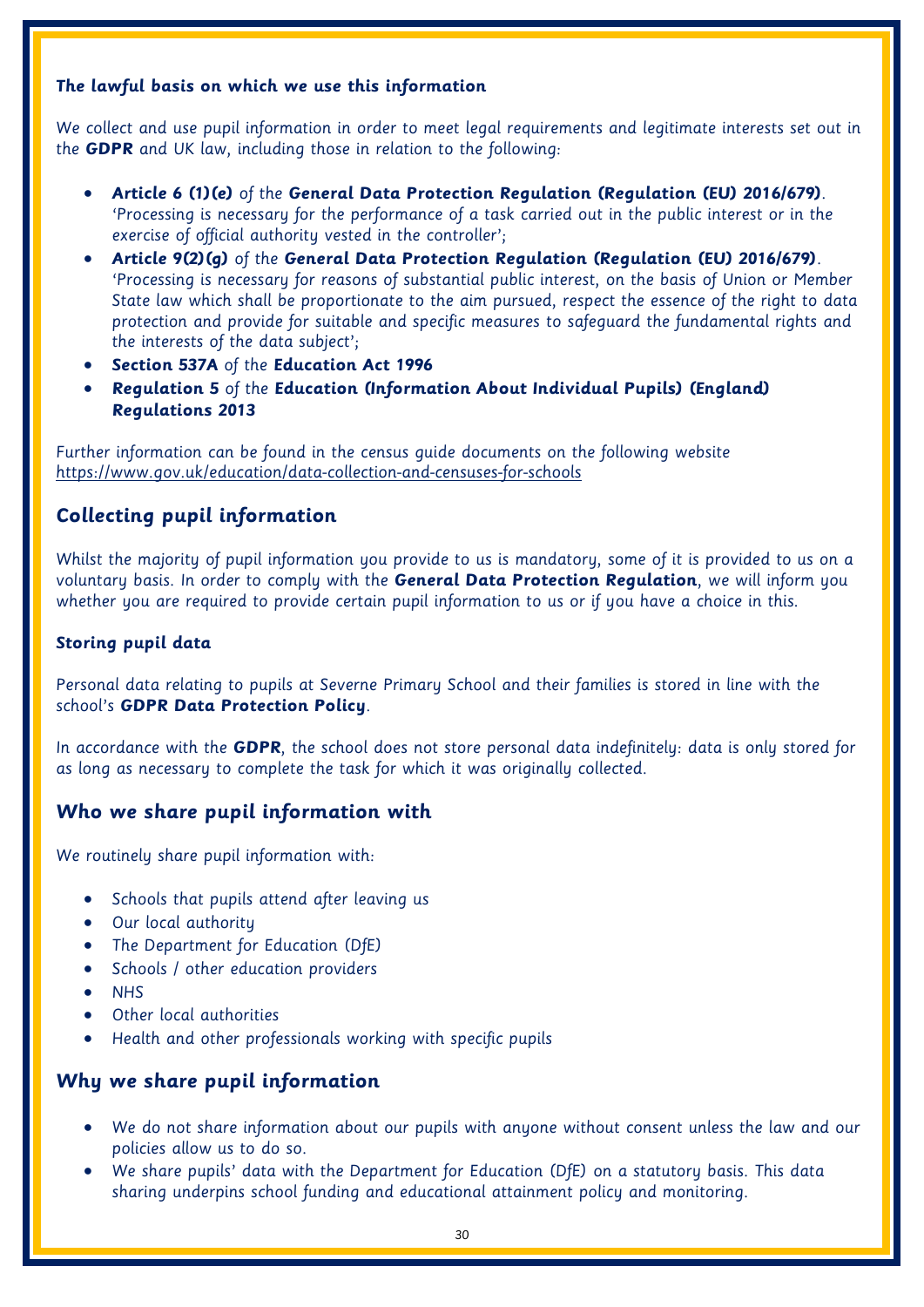### The lawful basis on which we use this information

We collect and use pupil information in order to meet legal requirements and legitimate interests set out in the ***GDPR*** and UK law, including those in relation to the following:

- ***Article 6 (1)(e)*** of the ***General Data Protection Regulation (Regulation (EU) 2016/679)***. 'Processing is necessary for the performance of a task carried out in the public interest or in the exercise of official authority vested in the controller';
- ***Article 9(2)(g)*** of the ***General Data Protection Regulation (Regulation (EU) 2016/679)***. 'Processing is necessary for reasons of substantial public interest, on the basis of Union or Member State law which shall be proportionate to the aim pursued, respect the essence of the right to data protection and provide for suitable and specific measures to safeguard the fundamental rights and the interests of the data subject';
- ***Section 537A*** of the **Education Act 1996**
- ***Regulation 5*** of the **Education (Information About Individual Pupils) (England) *Regulations 2013***

Further information can be found in the census guide documents on the following website https://www.gov.uk/education/data-collection-and-censuses-for-schools

## Collecting pupil information

Whilst the majority of pupil information you provide to us is mandatory, some of it is provided to us on a voluntary basis. In order to comply with the **General Data Protection Regulation**, we will inform you whether you are required to provide certain pupil information to us or if you have a choice in this.

### Storing pupil data

Personal data relating to pupils at Severne Primary School and their families is stored in line with the school's **GDPR Data Protection Policy**.

In accordance with the ***GDPR***, the school does not store personal data indefinitely: data is only stored for as long as necessary to complete the task for which it was originally collected.

## Who we share pupil information with

We routinely share pupil information with:

- Schools that pupils attend after leaving us
- Our local authority
- The Department for Education (DfE)
- Schools / other education providers
- NHS
- Other local authorities
- Health and other professionals working with specific pupils

## Why we share pupil information

- We do not share information about our pupils with anyone without consent unless the law and our policies allow us to do so.
- We share pupils' data with the Department for Education (DfE) on a statutory basis. This data sharing underpins school funding and educational attainment policy and monitoring.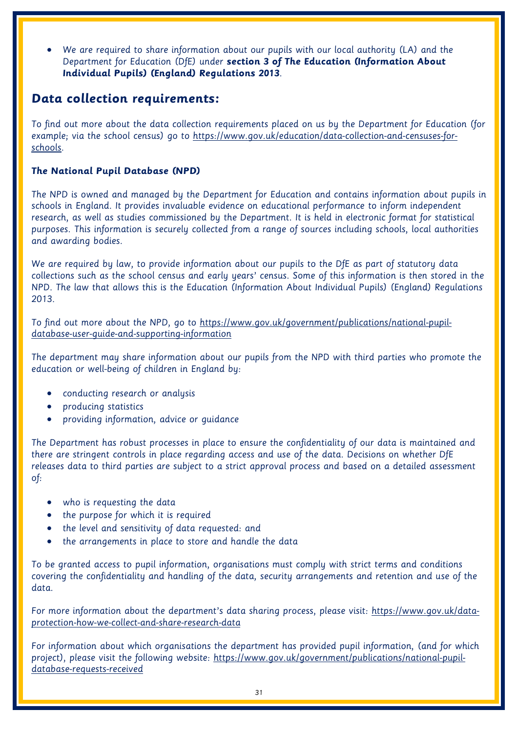- We are required to share information about our pupils with our local authority (LA) and the Department for Education (DfE) under **section 3 of The Education (Information About Individual Pupils) (England) Regulations 2013**.

## Data collection requirements:

To find out more about the data collection requirements placed on us by the Department for Education (for example; via the school census) go to https://www.gov.uk/education/data-collection-and-censuses-for-schools.

### The National Pupil Database (NPD)

The NPD is owned and managed by the Department for Education and contains information about pupils in schools in England. It provides invaluable evidence on educational performance to inform independent research, as well as studies commissioned by the Department. It is held in electronic format for statistical purposes. This information is securely collected from a range of sources including schools, local authorities and awarding bodies.

We are required by law, to provide information about our pupils to the DfE as part of statutory data collections such as the school census and early years' census. Some of this information is then stored in the NPD. The law that allows this is the Education (Information About Individual Pupils) (England) Regulations 2013.

To find out more about the NPD, go to https://www.gov.uk/government/publications/national-pupil-database-user-guide-and-supporting-information

The department may share information about our pupils from the NPD with third parties who promote the education or well-being of children in England by:

- conducting research or analysis
- producing statistics
- providing information, advice or guidance

The Department has robust processes in place to ensure the confidentiality of our data is maintained and there are stringent controls in place regarding access and use of the data. Decisions on whether DfE releases data to third parties are subject to a strict approval process and based on a detailed assessment of:

- who is requesting the data
- the purpose for which it is required
- the level and sensitivity of data requested: and
- the arrangements in place to store and handle the data

To be granted access to pupil information, organisations must comply with strict terms and conditions covering the confidentiality and handling of the data, security arrangements and retention and use of the data.

For more information about the department's data sharing process, please visit: https://www.gov.uk/data-protection-how-we-collect-and-share-research-data

For information about which organisations the department has provided pupil information, (and for which project), please visit the following website: https://www.gov.uk/government/publications/national-pupil-database-requests-received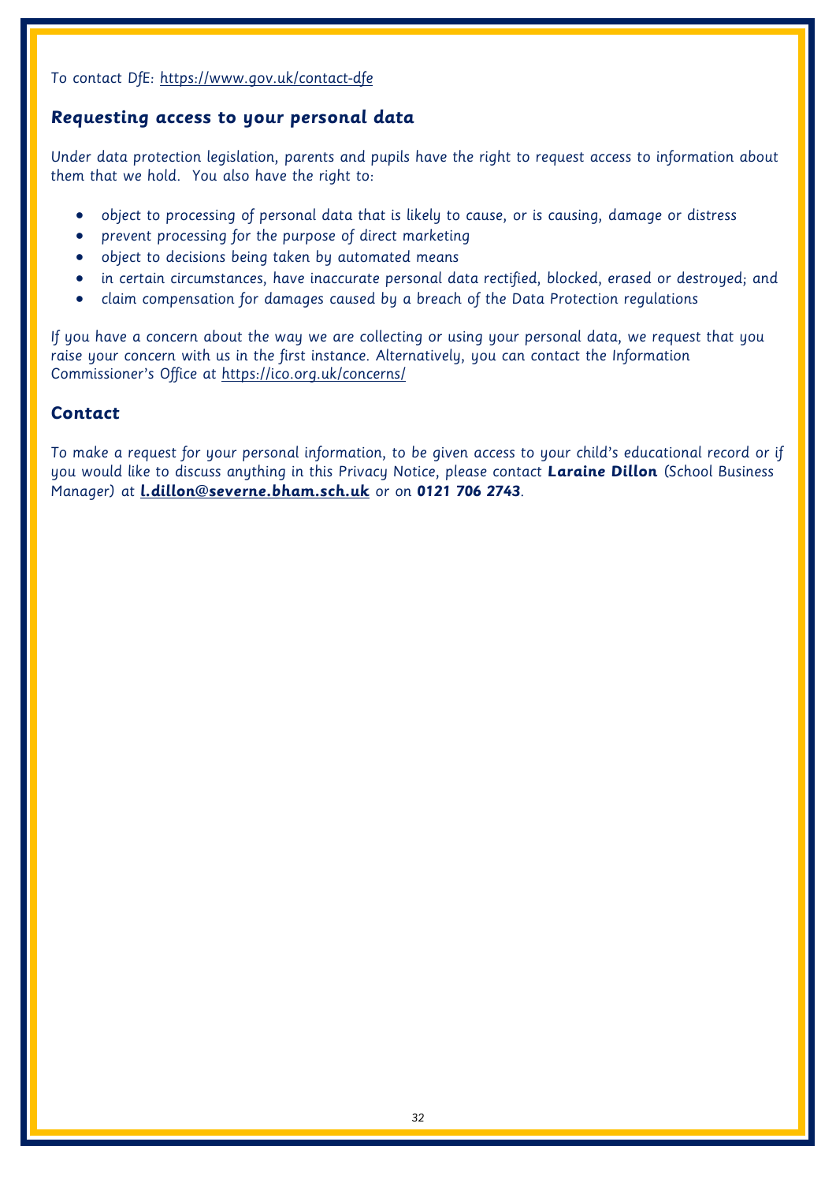To contact DfE: https://www.gov.uk/contact-dfe

## Requesting access to your personal data

Under data protection legislation, parents and pupils have the right to request access to information about them that we hold. You also have the right to:

- object to processing of personal data that is likely to cause, or is causing, damage or distress
- prevent processing for the purpose of direct marketing
- object to decisions being taken by automated means
- in certain circumstances, have inaccurate personal data rectified, blocked, erased or destroyed; and
- claim compensation for damages caused by a breach of the Data Protection regulations

If you have a concern about the way we are collecting or using your personal data, we request that you raise your concern with us in the first instance. Alternatively, you can contact the Information Commissioner's Office at https://ico.org.uk/concerns/

## Contact

To make a request for your personal information, to be given access to your child's educational record or if you would like to discuss anything in this Privacy Notice, please contact **Laraine Dillon** (School Business Manager) at **l.dillon@severne.bham.sch.uk** or on **0121 706 2743**.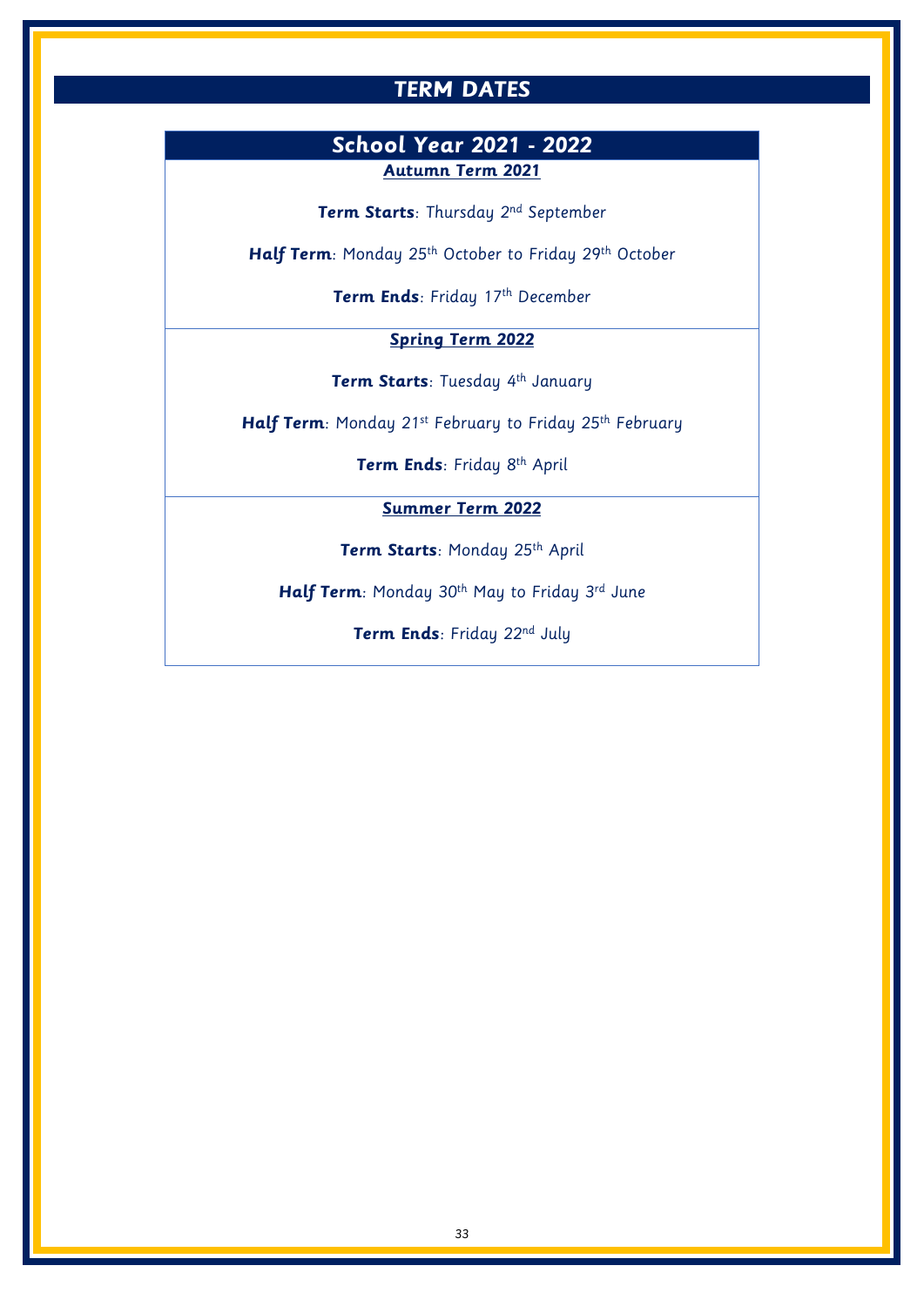# TERM DATES

## School Year 2021 - 2022

### Autumn Term 2021

**Term Starts**: Thursday 2nd September

**Half Term**: Monday 25th October to Friday 29th October

**Term Ends**: Friday 17th December

### Spring Term 2022

**Term Starts**: Tuesday 4th January

**Half Term**: Monday 21st February to Friday 25th February

**Term Ends**: Friday 8th April

### Summer Term 2022

**Term Starts**: Monday 25th April

**Half Term**: Monday 30th May to Friday 3rd June

**Term Ends**: Friday 22nd July